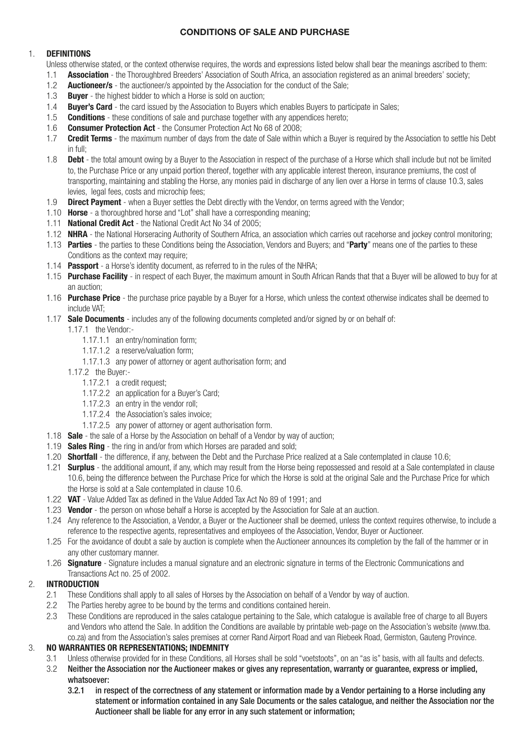# CONDITIONS OF SALE AND PURCHASE

## 1. DEFINITIONS

Unless otherwise stated, or the context otherwise requires, the words and expressions listed below shall bear the meanings ascribed to them:

1.1 **Association** - the Thoroughbred Breeders' Association of South Africa, an association registered as an animal breeders' society;

1.2 **Auctioneer/s** - the auctioneer/s appointed by the Association for the conduct of the Sale;

1.3 **Buyer** - the highest bidder to which a Horse is sold on auction;

1.4 **Buyer's Card** - the card issued by the Association to Buyers which enables Buyers to participate in Sales;

1.5 **Conditions** - these conditions of sale and purchase together with any appendices hereto;

1.6 **Consumer Protection Act** - the Consumer Protection Act No 68 of 2008;

1.7 **Credit Terms** - the maximum number of days from the date of Sale within which a Buyer is required by the Association to settle his Debt in full;

1.8 **Debt** - the total amount owing by a Buyer to the Association in respect of the purchase of a Horse which shall include but not be limited to, the Purchase Price or any unpaid portion thereof, together with any applicable interest thereon, insurance premiums, the cost of transporting, maintaining and stabling the Horse, any monies paid in discharge of any lien over a Horse in terms of clause 10.3, sales levies, legal fees, costs and microchip fees;

1.9 **Direct Payment** - when a Buyer settles the Debt directly with the Vendor, on terms agreed with the Vendor;

1.10 **Horse** - a thoroughbred horse and "Lot" shall have a corresponding meaning;

1.11 **National Credit Act** - the National Credit Act No 34 of 2005;

1.12 **NHRA** - the National Horseracing Authority of Southern Africa, an association which carries out racehorse and jockey control monitoring;

1.13 **Parties** - the parties to these Conditions being the Association, Vendors and Buyers; and "**Party**" means one of the parties to these Conditions as the context may require;

1.14 **Passport** - a Horse's identity document, as referred to in the rules of the NHRA;

1.15 **Purchase Facility** - in respect of each Buyer, the maximum amount in South African Rands that that a Buyer will be allowed to buy for at an auction;

1.16 **Purchase Price** - the purchase price payable by a Buyer for a Horse, which unless the context otherwise indicates shall be deemed to include VAT;

1.17 **Sale Documents** - includes any of the following documents completed and/or signed by or on behalf of:

- 1.17.1 the Vendor:-
  - 1.17.1.1 an entry/nomination form;
  - 1.17.1.2 a reserve/valuation form;
  - 1.17.1.3 any power of attorney or agent authorisation form; and
- 1.17.2 the Buyer:-
  - 1.17.2.1 a credit request;
  - 1.17.2.2 an application for a Buyer's Card;
  - 1.17.2.3 an entry in the vendor roll;
  - 1.17.2.4 the Association's sales invoice;
  - 1.17.2.5 any power of attorney or agent authorisation form.

1.18 **Sale** - the sale of a Horse by the Association on behalf of a Vendor by way of auction;

1.19 **Sales Ring** - the ring in and/or from which Horses are paraded and sold;

1.20 **Shortfall** - the difference, if any, between the Debt and the Purchase Price realized at a Sale contemplated in clause 10.6;

1.21 **Surplus** - the additional amount, if any, which may result from the Horse being repossessed and resold at a Sale contemplated in clause 10.6, being the difference between the Purchase Price for which the Horse is sold at the original Sale and the Purchase Price for which the Horse is sold at a Sale contemplated in clause 10.6.

1.22 **VAT** - Value Added Tax as defined in the Value Added Tax Act No 89 of 1991; and

1.23 **Vendor** - the person on whose behalf a Horse is accepted by the Association for Sale at an auction.

1.24 Any reference to the Association, a Vendor, a Buyer or the Auctioneer shall be deemed, unless the context requires otherwise, to include a reference to the respective agents, representatives and employees of the Association, Vendor, Buyer or Auctioneer.

1.25 For the avoidance of doubt a sale by auction is complete when the Auctioneer announces its completion by the fall of the hammer or in any other customary manner.

1.26 **Signature** - Signature includes a manual signature and an electronic signature in terms of the Electronic Communications and Transactions Act no. 25 of 2002.

## 2. INTRODUCTION

2.1 These Conditions shall apply to all sales of Horses by the Association on behalf of a Vendor by way of auction.

2.2 The Parties hereby agree to be bound by the terms and conditions contained herein.

2.3 These Conditions are reproduced in the sales catalogue pertaining to the Sale, which catalogue is available free of charge to all Buyers and Vendors who attend the Sale. In addition the Conditions are available by printable web-page on the Association's website (www.tba.co.za) and from the Association's sales premises at corner Rand Airport Road and van Riebeek Road, Germiston, Gauteng Province.

## 3. NO WARRANTIES OR REPRESENTATIONS; INDEMNITY

3.1 Unless otherwise provided for in these Conditions, all Horses shall be sold "voetstoots", on an "as is" basis, with all faults and defects.

3.2 **Neither the Association nor the Auctioneer makes or gives any representation, warranty or guarantee, express or implied, whatsoever:**

**3.2.1 in respect of the correctness of any statement or information made by a Vendor pertaining to a Horse including any statement or information contained in any Sale Documents or the sales catalogue, and neither the Association nor the Auctioneer shall be liable for any error in any such statement or information;**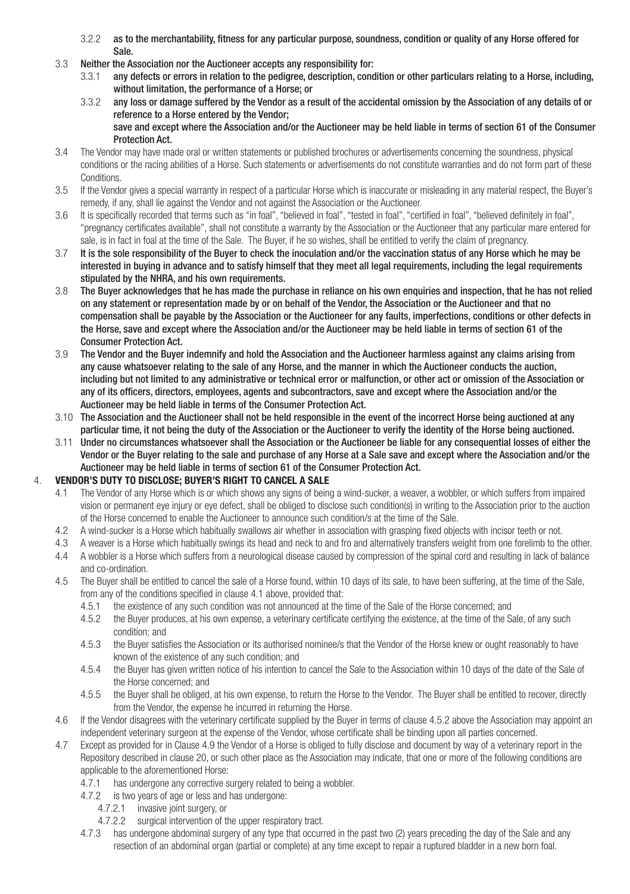3.2.2 **as to the merchantability, fitness for any particular purpose, soundness, condition or quality of any Horse offered for Sale.**

3.3 **Neither the Association nor the Auctioneer accepts any responsibility for:**

3.3.1 **any defects or errors in relation to the pedigree, description, condition or other particulars relating to a Horse, including, without limitation, the performance of a Horse; or**

3.3.2 **any loss or damage suffered by the Vendor as a result of the accidental omission by the Association of any details of or reference to a Horse entered by the Vendor;**

**save and except where the Association and/or the Auctioneer may be held liable in terms of section 61 of the Consumer Protection Act.**

3.4 The Vendor may have made oral or written statements or published brochures or advertisements concerning the soundness, physical conditions or the racing abilities of a Horse. Such statements or advertisements do not constitute warranties and do not form part of these Conditions.

3.5 If the Vendor gives a special warranty in respect of a particular Horse which is inaccurate or misleading in any material respect, the Buyer's remedy, if any, shall lie against the Vendor and not against the Association or the Auctioneer.

3.6 It is specifically recorded that terms such as "in foal", "believed in foal", "tested in foal", "certified in foal", "believed definitely in foal", "pregnancy certificates available", shall not constitute a warranty by the Association or the Auctioneer that any particular mare entered for sale, is in fact in foal at the time of the Sale. The Buyer, if he so wishes, shall be entitled to verify the claim of pregnancy.

3.7 **It is the sole responsibility of the Buyer to check the inoculation and/or the vaccination status of any Horse which he may be interested in buying in advance and to satisfy himself that they meet all legal requirements, including the legal requirements stipulated by the NHRA, and his own requirements.**

3.8 **The Buyer acknowledges that he has made the purchase in reliance on his own enquiries and inspection, that he has not relied on any statement or representation made by or on behalf of the Vendor, the Association or the Auctioneer and that no compensation shall be payable by the Association or the Auctioneer for any faults, imperfections, conditions or other defects in the Horse, save and except where the Association and/or the Auctioneer may be held liable in terms of section 61 of the Consumer Protection Act.**

3.9 **The Vendor and the Buyer indemnify and hold the Association and the Auctioneer harmless against any claims arising from any cause whatsoever relating to the sale of any Horse, and the manner in which the Auctioneer conducts the auction, including but not limited to any administrative or technical error or malfunction, or other act or omission of the Association or any of its officers, directors, employees, agents and subcontractors, save and except where the Association and/or the Auctioneer may be held liable in terms of the Consumer Protection Act.**

3.10 **The Association and the Auctioneer shall not be held responsible in the event of the incorrect Horse being auctioned at any particular time, it not being the duty of the Association or the Auctioneer to verify the identity of the Horse being auctioned.**

3.11 **Under no circumstances whatsoever shall the Association or the Auctioneer be liable for any consequential losses of either the Vendor or the Buyer relating to the sale and purchase of any Horse at a Sale save and except where the Association and/or the Auctioneer may be held liable in terms of section 61 of the Consumer Protection Act.**

## 4. VENDOR'S DUTY TO DISCLOSE; BUYER'S RIGHT TO CANCEL A SALE

4.1 The Vendor of any Horse which is or which shows any signs of being a wind-sucker, a weaver, a wobbler, or which suffers from impaired vision or permanent eye injury or eye defect, shall be obliged to disclose such condition(s) in writing to the Association prior to the auction of the Horse concerned to enable the Auctioneer to announce such condition/s at the time of the Sale.

4.2 A wind-sucker is a Horse which habitually swallows air whether in association with grasping fixed objects with incisor teeth or not.

4.3 A weaver is a Horse which habitually swings its head and neck to and fro and alternatively transfers weight from one forelimb to the other.

4.4 A wobbler is a Horse which suffers from a neurological disease caused by compression of the spinal cord and resulting in lack of balance and co-ordination.

4.5 The Buyer shall be entitled to cancel the sale of a Horse found, within 10 days of its sale, to have been suffering, at the time of the Sale, from any of the conditions specified in clause 4.1 above, provided that:

4.5.1 the existence of any such condition was not announced at the time of the Sale of the Horse concerned; and

4.5.2 the Buyer produces, at his own expense, a veterinary certificate certifying the existence, at the time of the Sale, of any such condition; and

4.5.3 the Buyer satisfies the Association or its authorised nominee/s that the Vendor of the Horse knew or ought reasonably to have known of the existence of any such condition; and

4.5.4 the Buyer has given written notice of his intention to cancel the Sale to the Association within 10 days of the date of the Sale of the Horse concerned; and

4.5.5 the Buyer shall be obliged, at his own expense, to return the Horse to the Vendor. The Buyer shall be entitled to recover, directly from the Vendor, the expense he incurred in returning the Horse.

4.6 If the Vendor disagrees with the veterinary certificate supplied by the Buyer in terms of clause 4.5.2 above the Association may appoint an independent veterinary surgeon at the expense of the Vendor, whose certificate shall be binding upon all parties concerned.

4.7 Except as provided for in Clause 4.9 the Vendor of a Horse is obliged to fully disclose and document by way of a veterinary report in the Repository described in clause 20, or such other place as the Association may indicate, that one or more of the following conditions are applicable to the aforementioned Horse:

4.7.1 has undergone any corrective surgery related to being a wobbler.

4.7.2 is two years of age or less and has undergone:

4.7.2.1 invasive joint surgery, or

4.7.2.2 surgical intervention of the upper respiratory tract.

4.7.3 has undergone abdominal surgery of any type that occurred in the past two (2) years preceding the day of the Sale and any resection of an abdominal organ (partial or complete) at any time except to repair a ruptured bladder in a new born foal.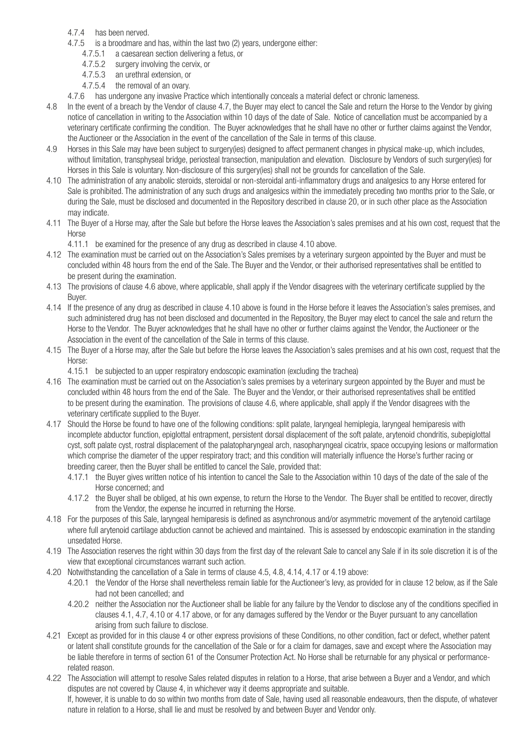- 4.7.4 has been nerved.
- 4.7.5 is a broodmare and has, within the last two (2) years, undergone either:
  - 4.7.5.1 a caesarean section delivering a fetus, or
  - 4.7.5.2 surgery involving the cervix, or
  - 4.7.5.3 an urethral extension, or
  - 4.7.5.4 the removal of an ovary.
- 4.7.6 has undergone any invasive Practice which intentionally conceals a material defect or chronic lameness.

4.8 In the event of a breach by the Vendor of clause 4.7, the Buyer may elect to cancel the Sale and return the Horse to the Vendor by giving notice of cancellation in writing to the Association within 10 days of the date of Sale. Notice of cancellation must be accompanied by a veterinary certificate confirming the condition. The Buyer acknowledges that he shall have no other or further claims against the Vendor, the Auctioneer or the Association in the event of the cancellation of the Sale in terms of this clause.

4.9 Horses in this Sale may have been subject to surgery(ies) designed to affect permanent changes in physical make-up, which includes, without limitation, transphyseal bridge, periosteal transection, manipulation and elevation. Disclosure by Vendors of such surgery(ies) for Horses in this Sale is voluntary. Non-disclosure of this surgery(ies) shall not be grounds for cancellation of the Sale.

4.10 The administration of any anabolic steroids, steroidal or non-steroidal anti-inflammatory drugs and analgesics to any Horse entered for Sale is prohibited. The administration of any such drugs and analgesics within the immediately preceding two months prior to the Sale, or during the Sale, must be disclosed and documented in the Repository described in clause 20, or in such other place as the Association may indicate.

4.11 The Buyer of a Horse may, after the Sale but before the Horse leaves the Association's sales premises and at his own cost, request that the Horse

- 4.11.1 be examined for the presence of any drug as described in clause 4.10 above.

4.12 The examination must be carried out on the Association's Sales premises by a veterinary surgeon appointed by the Buyer and must be concluded within 48 hours from the end of the Sale. The Buyer and the Vendor, or their authorised representatives shall be entitled to be present during the examination.

4.13 The provisions of clause 4.6 above, where applicable, shall apply if the Vendor disagrees with the veterinary certificate supplied by the Buyer.

4.14 If the presence of any drug as described in clause 4.10 above is found in the Horse before it leaves the Association's sales premises, and such administered drug has not been disclosed and documented in the Repository, the Buyer may elect to cancel the sale and return the Horse to the Vendor. The Buyer acknowledges that he shall have no other or further claims against the Vendor, the Auctioneer or the Association in the event of the cancellation of the Sale in terms of this clause.

4.15 The Buyer of a Horse may, after the Sale but before the Horse leaves the Association's sales premises and at his own cost, request that the Horse:

- 4.15.1 be subjected to an upper respiratory endoscopic examination (excluding the trachea)

4.16 The examination must be carried out on the Association's sales premises by a veterinary surgeon appointed by the Buyer and must be concluded within 48 hours from the end of the Sale. The Buyer and the Vendor, or their authorised representatives shall be entitled to be present during the examination. The provisions of clause 4.6, where applicable, shall apply if the Vendor disagrees with the veterinary certificate supplied to the Buyer.

4.17 Should the Horse be found to have one of the following conditions: split palate, laryngeal hemiplegia, laryngeal hemiparesis with incomplete abductor function, epiglottal entrapment, persistent dorsal displacement of the soft palate, arytenoid chondritis, subepiglottal cyst, soft palate cyst, rostral displacement of the palatopharyngeal arch, nasopharyngeal cicatrix, space occupying lesions or malformation which comprise the diameter of the upper respiratory tract; and this condition will materially influence the Horse's further racing or breeding career, then the Buyer shall be entitled to cancel the Sale, provided that:

- 4.17.1 the Buyer gives written notice of his intention to cancel the Sale to the Association within 10 days of the date of the sale of the Horse concerned; and
- 4.17.2 the Buyer shall be obliged, at his own expense, to return the Horse to the Vendor. The Buyer shall be entitled to recover, directly from the Vendor, the expense he incurred in returning the Horse.

4.18 For the purposes of this Sale, laryngeal hemiparesis is defined as asynchronous and/or asymmetric movement of the arytenoid cartilage where full arytenoid cartilage abduction cannot be achieved and maintained. This is assessed by endoscopic examination in the standing unsedated Horse.

4.19 The Association reserves the right within 30 days from the first day of the relevant Sale to cancel any Sale if in its sole discretion it is of the view that exceptional circumstances warrant such action.

4.20 Notwithstanding the cancellation of a Sale in terms of clause 4.5, 4.8, 4.14, 4.17 or 4.19 above:

- 4.20.1 the Vendor of the Horse shall nevertheless remain liable for the Auctioneer's levy, as provided for in clause 12 below, as if the Sale had not been cancelled; and
- 4.20.2 neither the Association nor the Auctioneer shall be liable for any failure by the Vendor to disclose any of the conditions specified in clauses 4.1, 4.7, 4.10 or 4.17 above, or for any damages suffered by the Vendor or the Buyer pursuant to any cancellation arising from such failure to disclose.

4.21 Except as provided for in this clause 4 or other express provisions of these Conditions, no other condition, fact or defect, whether patent or latent shall constitute grounds for the cancellation of the Sale or for a claim for damages, save and except where the Association may be liable therefore in terms of section 61 of the Consumer Protection Act. No Horse shall be returnable for any physical or performance-related reason.

4.22 The Association will attempt to resolve Sales related disputes in relation to a Horse, that arise between a Buyer and a Vendor, and which disputes are not covered by Clause 4, in whichever way it deems appropriate and suitable.
If, however, it is unable to do so within two months from date of Sale, having used all reasonable endeavours, then the dispute, of whatever nature in relation to a Horse, shall lie and must be resolved by and between Buyer and Vendor only.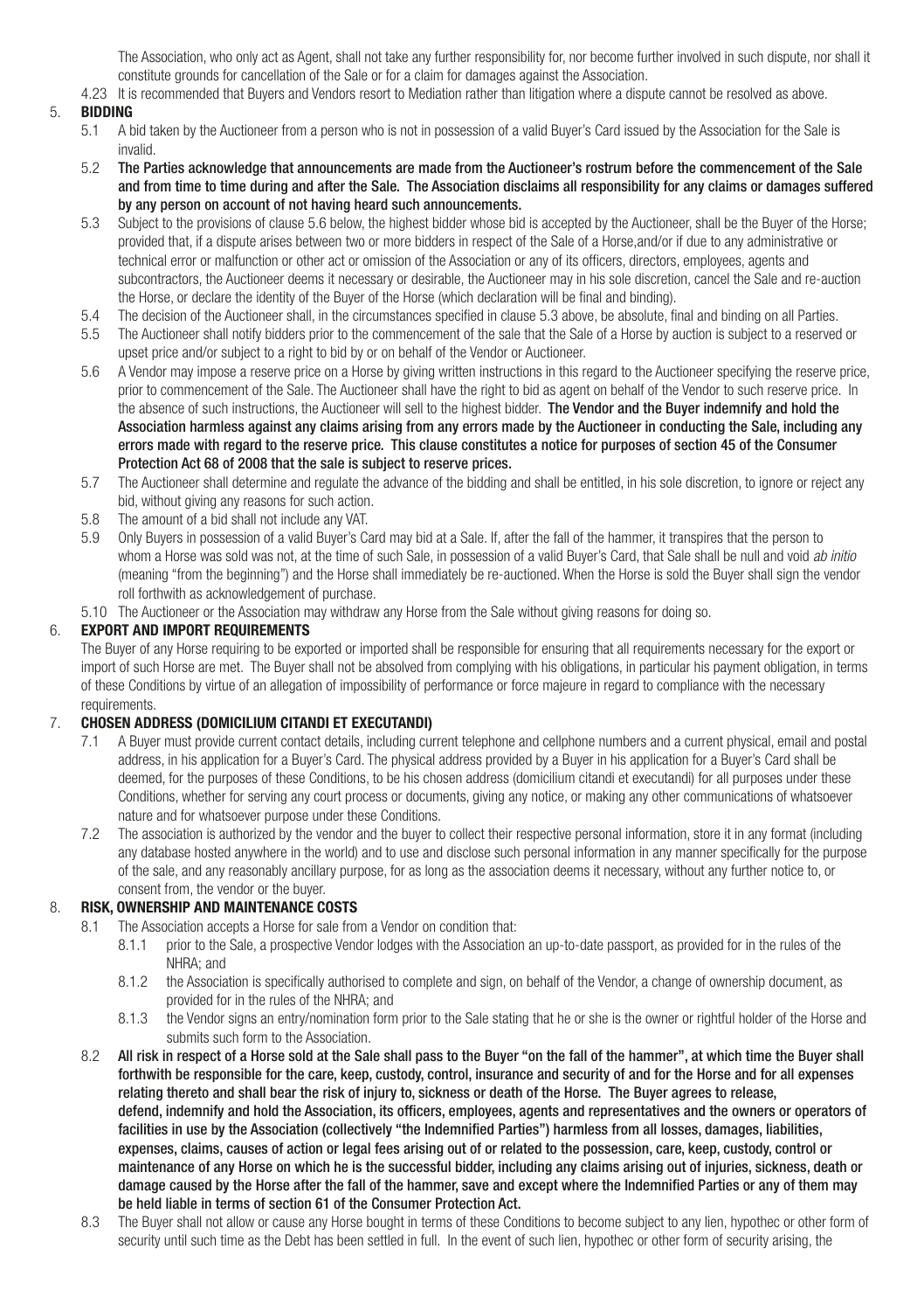The Association, who only act as Agent, shall not take any further responsibility for, nor become further involved in such dispute, nor shall it constitute grounds for cancellation of the Sale or for a claim for damages against the Association.

4.23 It is recommended that Buyers and Vendors resort to Mediation rather than litigation where a dispute cannot be resolved as above.

## 5. BIDDING

5.1 A bid taken by the Auctioneer from a person who is not in possession of a valid Buyer's Card issued by the Association for the Sale is invalid.

5.2 **The Parties acknowledge that announcements are made from the Auctioneer's rostrum before the commencement of the Sale and from time to time during and after the Sale. The Association disclaims all responsibility for any claims or damages suffered by any person on account of not having heard such announcements.**

5.3 Subject to the provisions of clause 5.6 below, the highest bidder whose bid is accepted by the Auctioneer, shall be the Buyer of the Horse; provided that, if a dispute arises between two or more bidders in respect of the Sale of a Horse,and/or if due to any administrative or technical error or malfunction or other act or omission of the Association or any of its officers, directors, employees, agents and subcontractors, the Auctioneer deems it necessary or desirable, the Auctioneer may in his sole discretion, cancel the Sale and re-auction the Horse, or declare the identity of the Buyer of the Horse (which declaration will be final and binding).

5.4 The decision of the Auctioneer shall, in the circumstances specified in clause 5.3 above, be absolute, final and binding on all Parties.

5.5 The Auctioneer shall notify bidders prior to the commencement of the sale that the Sale of a Horse by auction is subject to a reserved or upset price and/or subject to a right to bid by or on behalf of the Vendor or Auctioneer.

5.6 A Vendor may impose a reserve price on a Horse by giving written instructions in this regard to the Auctioneer specifying the reserve price, prior to commencement of the Sale. The Auctioneer shall have the right to bid as agent on behalf of the Vendor to such reserve price. In the absence of such instructions, the Auctioneer will sell to the highest bidder. **The Vendor and the Buyer indemnify and hold the Association harmless against any claims arising from any errors made by the Auctioneer in conducting the Sale, including any errors made with regard to the reserve price. This clause constitutes a notice for purposes of section 45 of the Consumer Protection Act 68 of 2008 that the sale is subject to reserve prices.**

5.7 The Auctioneer shall determine and regulate the advance of the bidding and shall be entitled, in his sole discretion, to ignore or reject any bid, without giving any reasons for such action.

5.8 The amount of a bid shall not include any VAT.

5.9 Only Buyers in possession of a valid Buyer's Card may bid at a Sale. If, after the fall of the hammer, it transpires that the person to whom a Horse was sold was not, at the time of such Sale, in possession of a valid Buyer's Card, that Sale shall be null and void *ab initio* (meaning "from the beginning") and the Horse shall immediately be re-auctioned. When the Horse is sold the Buyer shall sign the vendor roll forthwith as acknowledgement of purchase.

5.10 The Auctioneer or the Association may withdraw any Horse from the Sale without giving reasons for doing so.

## 6. EXPORT AND IMPORT REQUIREMENTS

The Buyer of any Horse requiring to be exported or imported shall be responsible for ensuring that all requirements necessary for the export or import of such Horse are met. The Buyer shall not be absolved from complying with his obligations, in particular his payment obligation, in terms of these Conditions by virtue of an allegation of impossibility of performance or force majeure in regard to compliance with the necessary requirements.

## 7. CHOSEN ADDRESS (DOMICILIUM CITANDI ET EXECUTANDI)

7.1 A Buyer must provide current contact details, including current telephone and cellphone numbers and a current physical, email and postal address, in his application for a Buyer's Card. The physical address provided by a Buyer in his application for a Buyer's Card shall be deemed, for the purposes of these Conditions, to be his chosen address (domicilium citandi et executandi) for all purposes under these Conditions, whether for serving any court process or documents, giving any notice, or making any other communications of whatsoever nature and for whatsoever purpose under these Conditions.

7.2 The association is authorized by the vendor and the buyer to collect their respective personal information, store it in any format (including any database hosted anywhere in the world) and to use and disclose such personal information in any manner specifically for the purpose of the sale, and any reasonably ancillary purpose, for as long as the association deems it necessary, without any further notice to, or consent from, the vendor or the buyer.

## 8. RISK, OWNERSHIP AND MAINTENANCE COSTS

8.1 The Association accepts a Horse for sale from a Vendor on condition that:

8.1.1 prior to the Sale, a prospective Vendor lodges with the Association an up-to-date passport, as provided for in the rules of the NHRA; and

8.1.2 the Association is specifically authorised to complete and sign, on behalf of the Vendor, a change of ownership document, as provided for in the rules of the NHRA; and

8.1.3 the Vendor signs an entry/nomination form prior to the Sale stating that he or she is the owner or rightful holder of the Horse and submits such form to the Association.

8.2 **All risk in respect of a Horse sold at the Sale shall pass to the Buyer "on the fall of the hammer", at which time the Buyer shall forthwith be responsible for the care, keep, custody, control, insurance and security of and for the Horse and for all expenses relating thereto and shall bear the risk of injury to, sickness or death of the Horse. The Buyer agrees to release, defend, indemnify and hold the Association, its officers, employees, agents and representatives and the owners or operators of facilities in use by the Association (collectively "the Indemnified Parties") harmless from all losses, damages, liabilities, expenses, claims, causes of action or legal fees arising out of or related to the possession, care, keep, custody, control or maintenance of any Horse on which he is the successful bidder, including any claims arising out of injuries, sickness, death or damage caused by the Horse after the fall of the hammer, save and except where the Indemnified Parties or any of them may be held liable in terms of section 61 of the Consumer Protection Act.**

8.3 The Buyer shall not allow or cause any Horse bought in terms of these Conditions to become subject to any lien, hypothec or other form of security until such time as the Debt has been settled in full. In the event of such lien, hypothec or other form of security arising, the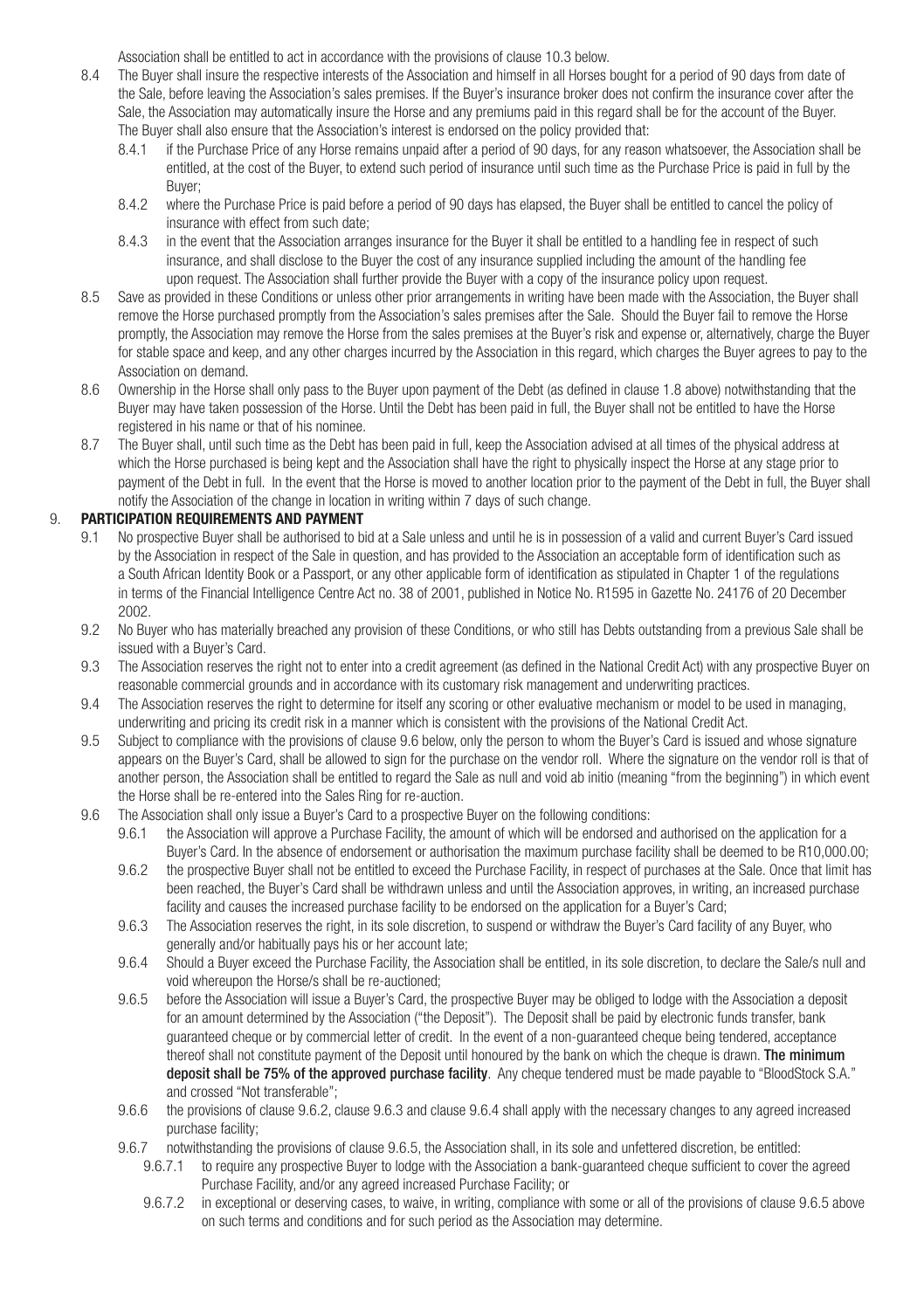Association shall be entitled to act in accordance with the provisions of clause 10.3 below.

8.4 The Buyer shall insure the respective interests of the Association and himself in all Horses bought for a period of 90 days from date of the Sale, before leaving the Association's sales premises. If the Buyer's insurance broker does not confirm the insurance cover after the Sale, the Association may automatically insure the Horse and any premiums paid in this regard shall be for the account of the Buyer. The Buyer shall also ensure that the Association's interest is endorsed on the policy provided that:

- 8.4.1 if the Purchase Price of any Horse remains unpaid after a period of 90 days, for any reason whatsoever, the Association shall be entitled, at the cost of the Buyer, to extend such period of insurance until such time as the Purchase Price is paid in full by the Buyer;
- 8.4.2 where the Purchase Price is paid before a period of 90 days has elapsed, the Buyer shall be entitled to cancel the policy of insurance with effect from such date;
- 8.4.3 in the event that the Association arranges insurance for the Buyer it shall be entitled to a handling fee in respect of such insurance, and shall disclose to the Buyer the cost of any insurance supplied including the amount of the handling fee upon request. The Association shall further provide the Buyer with a copy of the insurance policy upon request.

8.5 Save as provided in these Conditions or unless other prior arrangements in writing have been made with the Association, the Buyer shall remove the Horse purchased promptly from the Association's sales premises after the Sale. Should the Buyer fail to remove the Horse promptly, the Association may remove the Horse from the sales premises at the Buyer's risk and expense or, alternatively, charge the Buyer for stable space and keep, and any other charges incurred by the Association in this regard, which charges the Buyer agrees to pay to the Association on demand.

8.6 Ownership in the Horse shall only pass to the Buyer upon payment of the Debt (as defined in clause 1.8 above) notwithstanding that the Buyer may have taken possession of the Horse. Until the Debt has been paid in full, the Buyer shall not be entitled to have the Horse registered in his name or that of his nominee.

8.7 The Buyer shall, until such time as the Debt has been paid in full, keep the Association advised at all times of the physical address at which the Horse purchased is being kept and the Association shall have the right to physically inspect the Horse at any stage prior to payment of the Debt in full. In the event that the Horse is moved to another location prior to the payment of the Debt in full, the Buyer shall notify the Association of the change in location in writing within 7 days of such change.

## 9. PARTICIPATION REQUIREMENTS AND PAYMENT

9.1 No prospective Buyer shall be authorised to bid at a Sale unless and until he is in possession of a valid and current Buyer's Card issued by the Association in respect of the Sale in question, and has provided to the Association an acceptable form of identification such as a South African Identity Book or a Passport, or any other applicable form of identification as stipulated in Chapter 1 of the regulations in terms of the Financial Intelligence Centre Act no. 38 of 2001, published in Notice No. R1595 in Gazette No. 24176 of 20 December 2002.

9.2 No Buyer who has materially breached any provision of these Conditions, or who still has Debts outstanding from a previous Sale shall be issued with a Buyer's Card.

9.3 The Association reserves the right not to enter into a credit agreement (as defined in the National Credit Act) with any prospective Buyer on reasonable commercial grounds and in accordance with its customary risk management and underwriting practices.

9.4 The Association reserves the right to determine for itself any scoring or other evaluative mechanism or model to be used in managing, underwriting and pricing its credit risk in a manner which is consistent with the provisions of the National Credit Act.

9.5 Subject to compliance with the provisions of clause 9.6 below, only the person to whom the Buyer's Card is issued and whose signature appears on the Buyer's Card, shall be allowed to sign for the purchase on the vendor roll. Where the signature on the vendor roll is that of another person, the Association shall be entitled to regard the Sale as null and void ab initio (meaning "from the beginning") in which event the Horse shall be re-entered into the Sales Ring for re-auction.

9.6 The Association shall only issue a Buyer's Card to a prospective Buyer on the following conditions:

- 9.6.1 the Association will approve a Purchase Facility, the amount of which will be endorsed and authorised on the application for a Buyer's Card. In the absence of endorsement or authorisation the maximum purchase facility shall be deemed to be R10,000.00;
- 9.6.2 the prospective Buyer shall not be entitled to exceed the Purchase Facility, in respect of purchases at the Sale. Once that limit has been reached, the Buyer's Card shall be withdrawn unless and until the Association approves, in writing, an increased purchase facility and causes the increased purchase facility to be endorsed on the application for a Buyer's Card;
- 9.6.3 The Association reserves the right, in its sole discretion, to suspend or withdraw the Buyer's Card facility of any Buyer, who generally and/or habitually pays his or her account late;
- 9.6.4 Should a Buyer exceed the Purchase Facility, the Association shall be entitled, in its sole discretion, to declare the Sale/s null and void whereupon the Horse/s shall be re-auctioned;
- 9.6.5 before the Association will issue a Buyer's Card, the prospective Buyer may be obliged to lodge with the Association a deposit for an amount determined by the Association ("the Deposit"). The Deposit shall be paid by electronic funds transfer, bank guaranteed cheque or by commercial letter of credit. In the event of a non-guaranteed cheque being tendered, acceptance thereof shall not constitute payment of the Deposit until honoured by the bank on which the cheque is drawn. **The minimum deposit shall be 75% of the approved purchase facility**. Any cheque tendered must be made payable to "BloodStock S.A." and crossed "Not transferable";
- 9.6.6 the provisions of clause 9.6.2, clause 9.6.3 and clause 9.6.4 shall apply with the necessary changes to any agreed increased purchase facility;
- 9.6.7 notwithstanding the provisions of clause 9.6.5, the Association shall, in its sole and unfettered discretion, be entitled:
  - 9.6.7.1 to require any prospective Buyer to lodge with the Association a bank-guaranteed cheque sufficient to cover the agreed Purchase Facility, and/or any agreed increased Purchase Facility; or
  - 9.6.7.2 in exceptional or deserving cases, to waive, in writing, compliance with some or all of the provisions of clause 9.6.5 above on such terms and conditions and for such period as the Association may determine.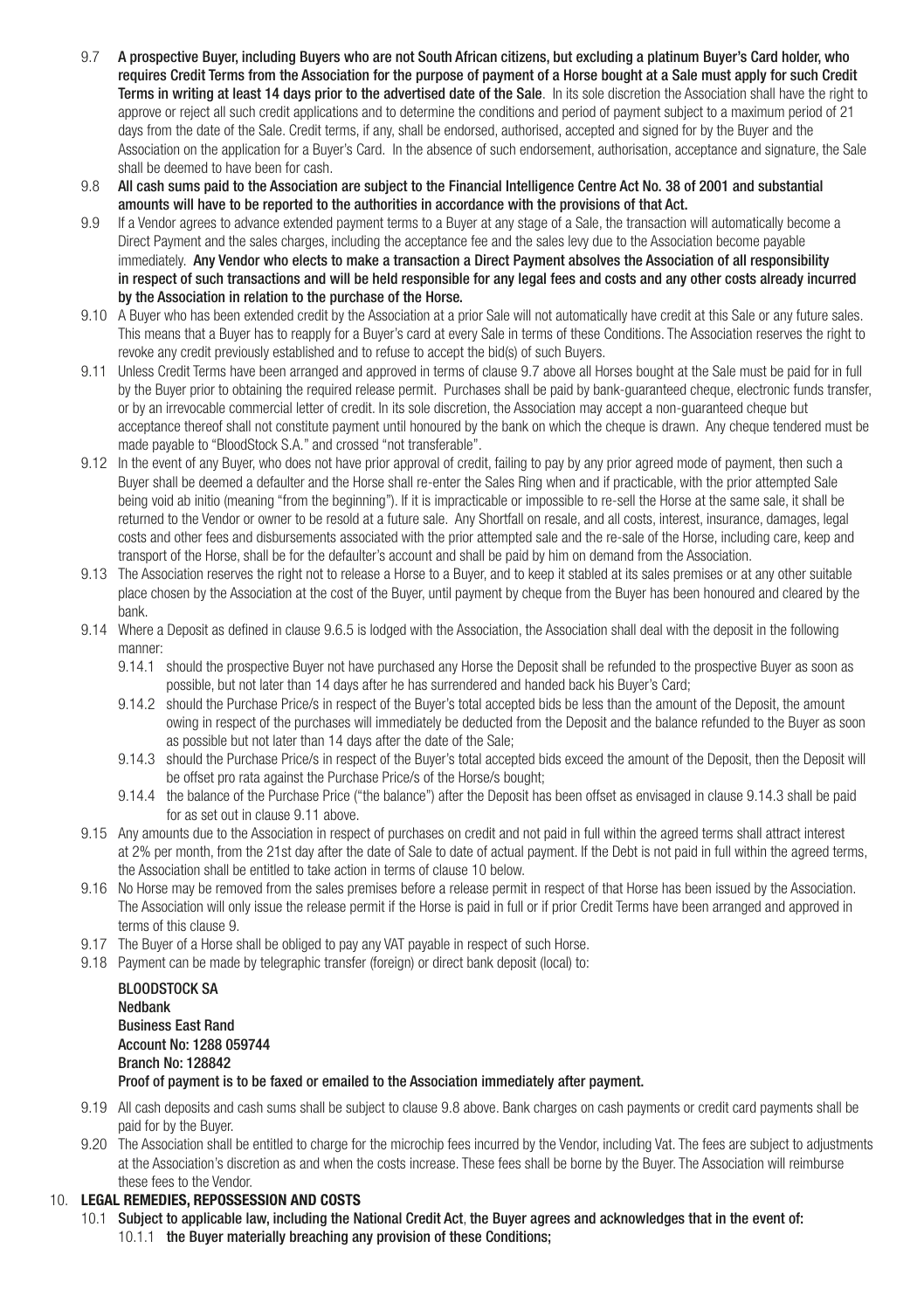9.7 **A prospective Buyer, including Buyers who are not South African citizens, but excluding a platinum Buyer's Card holder, who requires Credit Terms from the Association for the purpose of payment of a Horse bought at a Sale must apply for such Credit Terms in writing at least 14 days prior to the advertised date of the Sale**. In its sole discretion the Association shall have the right to approve or reject all such credit applications and to determine the conditions and period of payment subject to a maximum period of 21 days from the date of the Sale. Credit terms, if any, shall be endorsed, authorised, accepted and signed for by the Buyer and the Association on the application for a Buyer's Card. In the absence of such endorsement, authorisation, acceptance and signature, the Sale shall be deemed to have been for cash.

9.8 **All cash sums paid to the Association are subject to the Financial Intelligence Centre Act No. 38 of 2001 and substantial amounts will have to be reported to the authorities in accordance with the provisions of that Act.**

9.9 If a Vendor agrees to advance extended payment terms to a Buyer at any stage of a Sale, the transaction will automatically become a Direct Payment and the sales charges, including the acceptance fee and the sales levy due to the Association become payable immediately. **Any Vendor who elects to make a transaction a Direct Payment absolves the Association of all responsibility in respect of such transactions and will be held responsible for any legal fees and costs and any other costs already incurred by the Association in relation to the purchase of the Horse.**

9.10 A Buyer who has been extended credit by the Association at a prior Sale will not automatically have credit at this Sale or any future sales. This means that a Buyer has to reapply for a Buyer's card at every Sale in terms of these Conditions. The Association reserves the right to revoke any credit previously established and to refuse to accept the bid(s) of such Buyers.

9.11 Unless Credit Terms have been arranged and approved in terms of clause 9.7 above all Horses bought at the Sale must be paid for in full by the Buyer prior to obtaining the required release permit. Purchases shall be paid by bank-guaranteed cheque, electronic funds transfer, or by an irrevocable commercial letter of credit. In its sole discretion, the Association may accept a non-guaranteed cheque but acceptance thereof shall not constitute payment until honoured by the bank on which the cheque is drawn. Any cheque tendered must be made payable to "BloodStock S.A." and crossed "not transferable".

9.12 In the event of any Buyer, who does not have prior approval of credit, failing to pay by any prior agreed mode of payment, then such a Buyer shall be deemed a defaulter and the Horse shall re-enter the Sales Ring when and if practicable, with the prior attempted Sale being void ab initio (meaning "from the beginning"). If it is impracticable or impossible to re-sell the Horse at the same sale, it shall be returned to the Vendor or owner to be resold at a future sale. Any Shortfall on resale, and all costs, interest, insurance, damages, legal costs and other fees and disbursements associated with the prior attempted sale and the re-sale of the Horse, including care, keep and transport of the Horse, shall be for the defaulter's account and shall be paid by him on demand from the Association.

9.13 The Association reserves the right not to release a Horse to a Buyer, and to keep it stabled at its sales premises or at any other suitable place chosen by the Association at the cost of the Buyer, until payment by cheque from the Buyer has been honoured and cleared by the bank.

9.14 Where a Deposit as defined in clause 9.6.5 is lodged with the Association, the Association shall deal with the deposit in the following manner:

9.14.1 should the prospective Buyer not have purchased any Horse the Deposit shall be refunded to the prospective Buyer as soon as possible, but not later than 14 days after he has surrendered and handed back his Buyer's Card;

9.14.2 should the Purchase Price/s in respect of the Buyer's total accepted bids be less than the amount of the Deposit, the amount owing in respect of the purchases will immediately be deducted from the Deposit and the balance refunded to the Buyer as soon as possible but not later than 14 days after the date of the Sale;

9.14.3 should the Purchase Price/s in respect of the Buyer's total accepted bids exceed the amount of the Deposit, then the Deposit will be offset pro rata against the Purchase Price/s of the Horse/s bought;

9.14.4 the balance of the Purchase Price ("the balance") after the Deposit has been offset as envisaged in clause 9.14.3 shall be paid for as set out in clause 9.11 above.

9.15 Any amounts due to the Association in respect of purchases on credit and not paid in full within the agreed terms shall attract interest at 2% per month, from the 21st day after the date of Sale to date of actual payment. If the Debt is not paid in full within the agreed terms, the Association shall be entitled to take action in terms of clause 10 below.

9.16 No Horse may be removed from the sales premises before a release permit in respect of that Horse has been issued by the Association. The Association will only issue the release permit if the Horse is paid in full or if prior Credit Terms have been arranged and approved in terms of this clause 9.

9.17 The Buyer of a Horse shall be obliged to pay any VAT payable in respect of such Horse.

9.18 Payment can be made by telegraphic transfer (foreign) or direct bank deposit (local) to:

**BLOODSTOCK SA**
**Nedbank**
**Business East Rand**
**Account No: 1288 059744**
**Branch No: 128842**
**Proof of payment is to be faxed or emailed to the Association immediately after payment.**

9.19 All cash deposits and cash sums shall be subject to clause 9.8 above. Bank charges on cash payments or credit card payments shall be paid for by the Buyer.

9.20 The Association shall be entitled to charge for the microchip fees incurred by the Vendor, including Vat. The fees are subject to adjustments at the Association's discretion as and when the costs increase. These fees shall be borne by the Buyer. The Association will reimburse these fees to the Vendor.

## 10. LEGAL REMEDIES, REPOSSESSION AND COSTS

10.1 **Subject to applicable law, including the National Credit Act, the Buyer agrees and acknowledges that in the event of:**

10.1.1 **the Buyer materially breaching any provision of these Conditions;**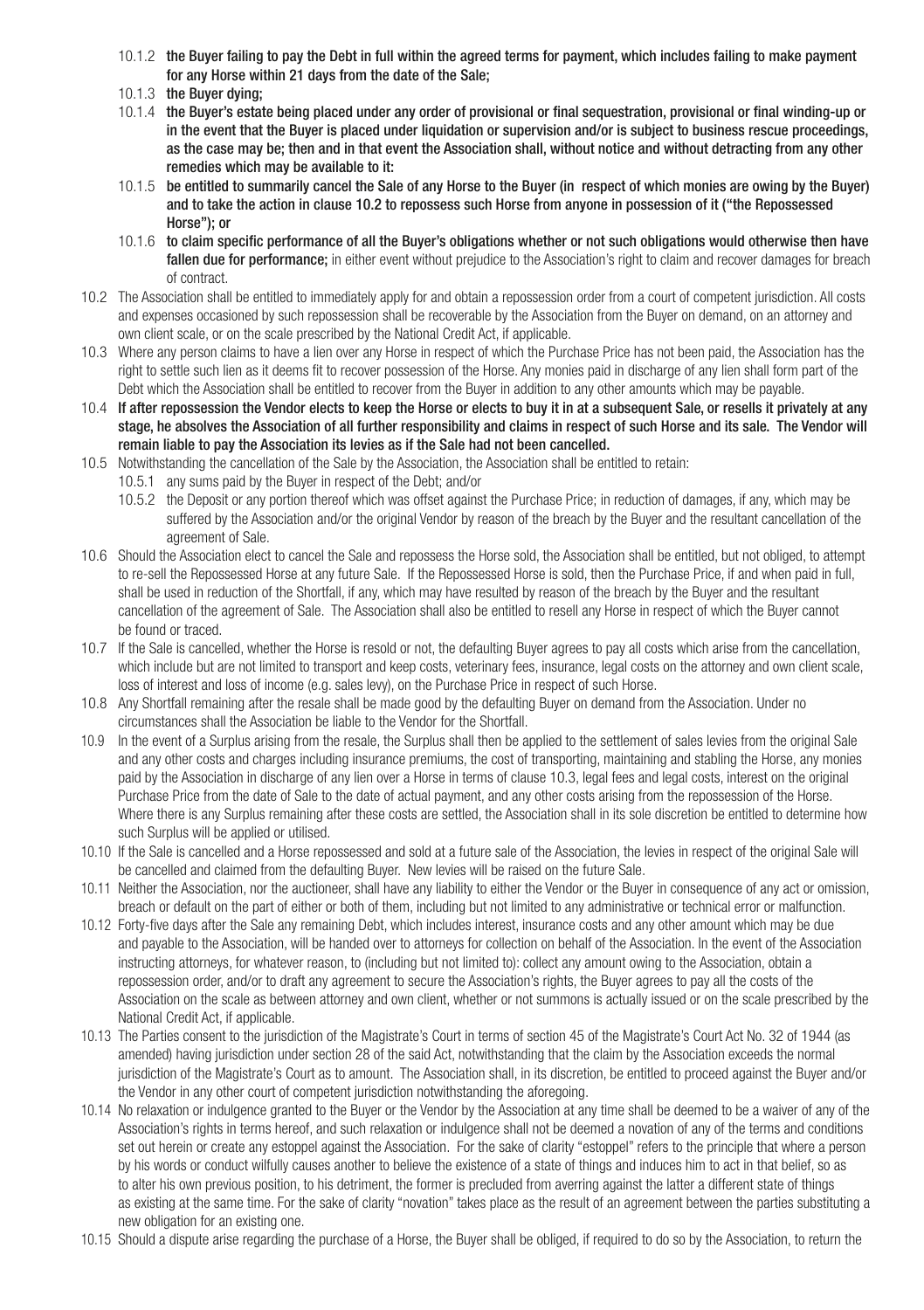10.1.2 **the Buyer failing to pay the Debt in full within the agreed terms for payment, which includes failing to make payment for any Horse within 21 days from the date of the Sale;**

10.1.3 **the Buyer dying;**

10.1.4 **the Buyer's estate being placed under any order of provisional or final sequestration, provisional or final winding-up or in the event that the Buyer is placed under liquidation or supervision and/or is subject to business rescue proceedings, as the case may be; then and in that event the Association shall, without notice and without detracting from any other remedies which may be available to it:**

10.1.5 **be entitled to summarily cancel the Sale of any Horse to the Buyer (in respect of which monies are owing by the Buyer) and to take the action in clause 10.2 to repossess such Horse from anyone in possession of it ("the Repossessed Horse"); or**

10.1.6 **to claim specific performance of all the Buyer's obligations whether or not such obligations would otherwise then have fallen due for performance;** in either event without prejudice to the Association's right to claim and recover damages for breach of contract.

10.2 The Association shall be entitled to immediately apply for and obtain a repossession order from a court of competent jurisdiction. All costs and expenses occasioned by such repossession shall be recoverable by the Association from the Buyer on demand, on an attorney and own client scale, or on the scale prescribed by the National Credit Act, if applicable.

10.3 Where any person claims to have a lien over any Horse in respect of which the Purchase Price has not been paid, the Association has the right to settle such lien as it deems fit to recover possession of the Horse. Any monies paid in discharge of any lien shall form part of the Debt which the Association shall be entitled to recover from the Buyer in addition to any other amounts which may be payable.

10.4 **If after repossession the Vendor elects to keep the Horse or elects to buy it in at a subsequent Sale, or resells it privately at any stage, he absolves the Association of all further responsibility and claims in respect of such Horse and its sale. The Vendor will remain liable to pay the Association its levies as if the Sale had not been cancelled.**

10.5 Notwithstanding the cancellation of the Sale by the Association, the Association shall be entitled to retain:

10.5.1 any sums paid by the Buyer in respect of the Debt; and/or

10.5.2 the Deposit or any portion thereof which was offset against the Purchase Price; in reduction of damages, if any, which may be suffered by the Association and/or the original Vendor by reason of the breach by the Buyer and the resultant cancellation of the agreement of Sale.

10.6 Should the Association elect to cancel the Sale and repossess the Horse sold, the Association shall be entitled, but not obliged, to attempt to re-sell the Repossessed Horse at any future Sale. If the Repossessed Horse is sold, then the Purchase Price, if and when paid in full, shall be used in reduction of the Shortfall, if any, which may have resulted by reason of the breach by the Buyer and the resultant cancellation of the agreement of Sale. The Association shall also be entitled to resell any Horse in respect of which the Buyer cannot be found or traced.

10.7 If the Sale is cancelled, whether the Horse is resold or not, the defaulting Buyer agrees to pay all costs which arise from the cancellation, which include but are not limited to transport and keep costs, veterinary fees, insurance, legal costs on the attorney and own client scale, loss of interest and loss of income (e.g. sales levy), on the Purchase Price in respect of such Horse.

10.8 Any Shortfall remaining after the resale shall be made good by the defaulting Buyer on demand from the Association. Under no circumstances shall the Association be liable to the Vendor for the Shortfall.

10.9 In the event of a Surplus arising from the resale, the Surplus shall then be applied to the settlement of sales levies from the original Sale and any other costs and charges including insurance premiums, the cost of transporting, maintaining and stabling the Horse, any monies paid by the Association in discharge of any lien over a Horse in terms of clause 10.3, legal fees and legal costs, interest on the original Purchase Price from the date of Sale to the date of actual payment, and any other costs arising from the repossession of the Horse. Where there is any Surplus remaining after these costs are settled, the Association shall in its sole discretion be entitled to determine how such Surplus will be applied or utilised.

10.10 If the Sale is cancelled and a Horse repossessed and sold at a future sale of the Association, the levies in respect of the original Sale will be cancelled and claimed from the defaulting Buyer. New levies will be raised on the future Sale.

10.11 Neither the Association, nor the auctioneer, shall have any liability to either the Vendor or the Buyer in consequence of any act or omission, breach or default on the part of either or both of them, including but not limited to any administrative or technical error or malfunction.

10.12 Forty-five days after the Sale any remaining Debt, which includes interest, insurance costs and any other amount which may be due and payable to the Association, will be handed over to attorneys for collection on behalf of the Association. In the event of the Association instructing attorneys, for whatever reason, to (including but not limited to): collect any amount owing to the Association, obtain a repossession order, and/or to draft any agreement to secure the Association's rights, the Buyer agrees to pay all the costs of the Association on the scale as between attorney and own client, whether or not summons is actually issued or on the scale prescribed by the National Credit Act, if applicable.

10.13 The Parties consent to the jurisdiction of the Magistrate's Court in terms of section 45 of the Magistrate's Court Act No. 32 of 1944 (as amended) having jurisdiction under section 28 of the said Act, notwithstanding that the claim by the Association exceeds the normal jurisdiction of the Magistrate's Court as to amount. The Association shall, in its discretion, be entitled to proceed against the Buyer and/or the Vendor in any other court of competent jurisdiction notwithstanding the aforegoing.

10.14 No relaxation or indulgence granted to the Buyer or the Vendor by the Association at any time shall be deemed to be a waiver of any of the Association's rights in terms hereof, and such relaxation or indulgence shall not be deemed a novation of any of the terms and conditions set out herein or create any estoppel against the Association. For the sake of clarity "estoppel" refers to the principle that where a person by his words or conduct wilfully causes another to believe the existence of a state of things and induces him to act in that belief, so as to alter his own previous position, to his detriment, the former is precluded from averring against the latter a different state of things as existing at the same time. For the sake of clarity "novation" takes place as the result of an agreement between the parties substituting a new obligation for an existing one.

10.15 Should a dispute arise regarding the purchase of a Horse, the Buyer shall be obliged, if required to do so by the Association, to return the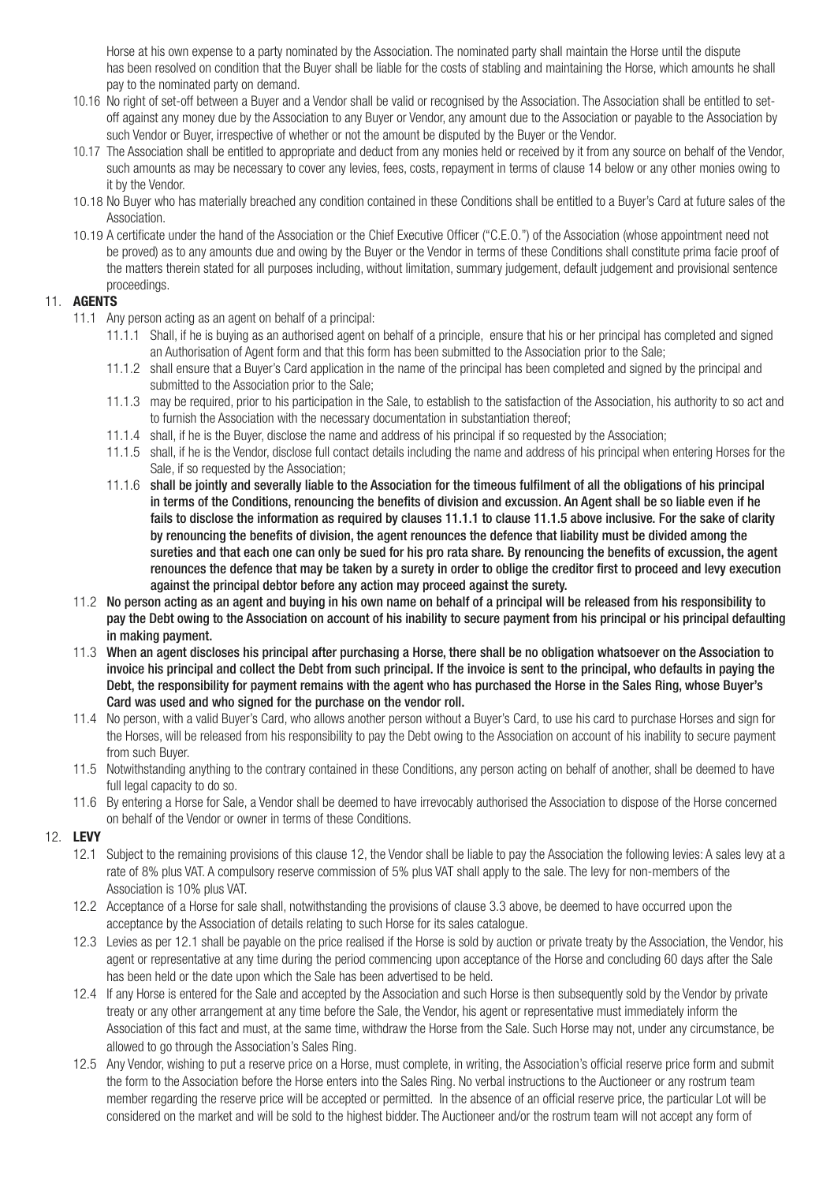Horse at his own expense to a party nominated by the Association. The nominated party shall maintain the Horse until the dispute has been resolved on condition that the Buyer shall be liable for the costs of stabling and maintaining the Horse, which amounts he shall pay to the nominated party on demand.

10.16 No right of set-off between a Buyer and a Vendor shall be valid or recognised by the Association. The Association shall be entitled to set-off against any money due by the Association to any Buyer or Vendor, any amount due to the Association or payable to the Association by such Vendor or Buyer, irrespective of whether or not the amount be disputed by the Buyer or the Vendor.

10.17 The Association shall be entitled to appropriate and deduct from any monies held or received by it from any source on behalf of the Vendor, such amounts as may be necessary to cover any levies, fees, costs, repayment in terms of clause 14 below or any other monies owing to it by the Vendor.

10.18 No Buyer who has materially breached any condition contained in these Conditions shall be entitled to a Buyer's Card at future sales of the Association.

10.19 A certificate under the hand of the Association or the Chief Executive Officer ("C.E.O.") of the Association (whose appointment need not be proved) as to any amounts due and owing by the Buyer or the Vendor in terms of these Conditions shall constitute prima facie proof of the matters therein stated for all purposes including, without limitation, summary judgement, default judgement and provisional sentence proceedings.

## 11. AGENTS

11.1 Any person acting as an agent on behalf of a principal:

11.1.1 Shall, if he is buying as an authorised agent on behalf of a principle, ensure that his or her principal has completed and signed an Authorisation of Agent form and that this form has been submitted to the Association prior to the Sale;

11.1.2 shall ensure that a Buyer's Card application in the name of the principal has been completed and signed by the principal and submitted to the Association prior to the Sale;

11.1.3 may be required, prior to his participation in the Sale, to establish to the satisfaction of the Association, his authority to so act and to furnish the Association with the necessary documentation in substantiation thereof;

11.1.4 shall, if he is the Buyer, disclose the name and address of his principal if so requested by the Association;

11.1.5 shall, if he is the Vendor, disclose full contact details including the name and address of his principal when entering Horses for the Sale, if so requested by the Association;

11.1.6 **shall be jointly and severally liable to the Association for the timeous fulfilment of all the obligations of his principal in terms of the Conditions, renouncing the benefits of division and excussion. An Agent shall be so liable even if he fails to disclose the information as required by clauses 11.1.1 to clause 11.1.5 above inclusive. For the sake of clarity by renouncing the benefits of division, the agent renounces the defence that liability must be divided among the sureties and that each one can only be sued for his pro rata share. By renouncing the benefits of excussion, the agent renounces the defence that may be taken by a surety in order to oblige the creditor first to proceed and levy execution against the principal debtor before any action may proceed against the surety.**

11.2 **No person acting as an agent and buying in his own name on behalf of a principal will be released from his responsibility to pay the Debt owing to the Association on account of his inability to secure payment from his principal or his principal defaulting in making payment.**

11.3 **When an agent discloses his principal after purchasing a Horse, there shall be no obligation whatsoever on the Association to invoice his principal and collect the Debt from such principal. If the invoice is sent to the principal, who defaults in paying the Debt, the responsibility for payment remains with the agent who has purchased the Horse in the Sales Ring, whose Buyer's Card was used and who signed for the purchase on the vendor roll.**

11.4 No person, with a valid Buyer's Card, who allows another person without a Buyer's Card, to use his card to purchase Horses and sign for the Horses, will be released from his responsibility to pay the Debt owing to the Association on account of his inability to secure payment from such Buyer.

11.5 Notwithstanding anything to the contrary contained in these Conditions, any person acting on behalf of another, shall be deemed to have full legal capacity to do so.

11.6 By entering a Horse for Sale, a Vendor shall be deemed to have irrevocably authorised the Association to dispose of the Horse concerned on behalf of the Vendor or owner in terms of these Conditions.

## 12. LEVY

12.1 Subject to the remaining provisions of this clause 12, the Vendor shall be liable to pay the Association the following levies: A sales levy at a rate of 8% plus VAT. A compulsory reserve commission of 5% plus VAT shall apply to the sale. The levy for non-members of the Association is 10% plus VAT.

12.2 Acceptance of a Horse for sale shall, notwithstanding the provisions of clause 3.3 above, be deemed to have occurred upon the acceptance by the Association of details relating to such Horse for its sales catalogue.

12.3 Levies as per 12.1 shall be payable on the price realised if the Horse is sold by auction or private treaty by the Association, the Vendor, his agent or representative at any time during the period commencing upon acceptance of the Horse and concluding 60 days after the Sale has been held or the date upon which the Sale has been advertised to be held.

12.4 If any Horse is entered for the Sale and accepted by the Association and such Horse is then subsequently sold by the Vendor by private treaty or any other arrangement at any time before the Sale, the Vendor, his agent or representative must immediately inform the Association of this fact and must, at the same time, withdraw the Horse from the Sale. Such Horse may not, under any circumstance, be allowed to go through the Association's Sales Ring.

12.5 Any Vendor, wishing to put a reserve price on a Horse, must complete, in writing, the Association's official reserve price form and submit the form to the Association before the Horse enters into the Sales Ring. No verbal instructions to the Auctioneer or any rostrum team member regarding the reserve price will be accepted or permitted. In the absence of an official reserve price, the particular Lot will be considered on the market and will be sold to the highest bidder. The Auctioneer and/or the rostrum team will not accept any form of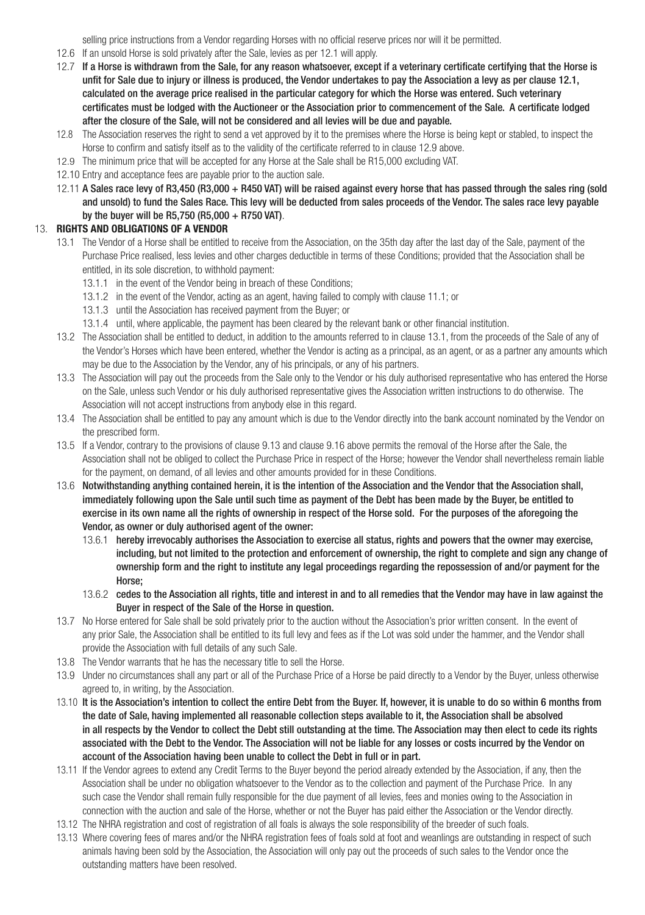selling price instructions from a Vendor regarding Horses with no official reserve prices nor will it be permitted.

12.6 If an unsold Horse is sold privately after the Sale, levies as per 12.1 will apply.

12.7 **If a Horse is withdrawn from the Sale, for any reason whatsoever, except if a veterinary certificate certifying that the Horse is unfit for Sale due to injury or illness is produced, the Vendor undertakes to pay the Association a levy as per clause 12.1, calculated on the average price realised in the particular category for which the Horse was entered. Such veterinary certificates must be lodged with the Auctioneer or the Association prior to commencement of the Sale. A certificate lodged after the closure of the Sale, will not be considered and all levies will be due and payable.**

12.8 The Association reserves the right to send a vet approved by it to the premises where the Horse is being kept or stabled, to inspect the Horse to confirm and satisfy itself as to the validity of the certificate referred to in clause 12.9 above.

12.9 The minimum price that will be accepted for any Horse at the Sale shall be R15,000 excluding VAT.

12.10 Entry and acceptance fees are payable prior to the auction sale.

12.11 **A Sales race levy of R3,450 (R3,000 + R450 VAT) will be raised against every horse that has passed through the sales ring (sold and unsold) to fund the Sales Race. This levy will be deducted from sales proceeds of the Vendor. The sales race levy payable by the buyer will be R5,750 (R5,000 + R750 VAT)**.

## 13. RIGHTS AND OBLIGATIONS OF A VENDOR

13.1 The Vendor of a Horse shall be entitled to receive from the Association, on the 35th day after the last day of the Sale, payment of the Purchase Price realised, less levies and other charges deductible in terms of these Conditions; provided that the Association shall be entitled, in its sole discretion, to withhold payment:

13.1.1 in the event of the Vendor being in breach of these Conditions;

13.1.2 in the event of the Vendor, acting as an agent, having failed to comply with clause 11.1; or

13.1.3 until the Association has received payment from the Buyer; or

13.1.4 until, where applicable, the payment has been cleared by the relevant bank or other financial institution.

13.2 The Association shall be entitled to deduct, in addition to the amounts referred to in clause 13.1, from the proceeds of the Sale of any of the Vendor's Horses which have been entered, whether the Vendor is acting as a principal, as an agent, or as a partner any amounts which may be due to the Association by the Vendor, any of his principals, or any of his partners.

13.3 The Association will pay out the proceeds from the Sale only to the Vendor or his duly authorised representative who has entered the Horse on the Sale, unless such Vendor or his duly authorised representative gives the Association written instructions to do otherwise. The Association will not accept instructions from anybody else in this regard.

13.4 The Association shall be entitled to pay any amount which is due to the Vendor directly into the bank account nominated by the Vendor on the prescribed form.

13.5 If a Vendor, contrary to the provisions of clause 9.13 and clause 9.16 above permits the removal of the Horse after the Sale, the Association shall not be obliged to collect the Purchase Price in respect of the Horse; however the Vendor shall nevertheless remain liable for the payment, on demand, of all levies and other amounts provided for in these Conditions.

13.6 **Notwithstanding anything contained herein, it is the intention of the Association and the Vendor that the Association shall, immediately following upon the Sale until such time as payment of the Debt has been made by the Buyer, be entitled to exercise in its own name all the rights of ownership in respect of the Horse sold. For the purposes of the aforegoing the Vendor, as owner or duly authorised agent of the owner:**

13.6.1 **hereby irrevocably authorises the Association to exercise all status, rights and powers that the owner may exercise, including, but not limited to the protection and enforcement of ownership, the right to complete and sign any change of ownership form and the right to institute any legal proceedings regarding the repossession of and/or payment for the Horse;**

13.6.2 **cedes to the Association all rights, title and interest in and to all remedies that the Vendor may have in law against the Buyer in respect of the Sale of the Horse in question.**

13.7 No Horse entered for Sale shall be sold privately prior to the auction without the Association's prior written consent. In the event of any prior Sale, the Association shall be entitled to its full levy and fees as if the Lot was sold under the hammer, and the Vendor shall provide the Association with full details of any such Sale.

13.8 The Vendor warrants that he has the necessary title to sell the Horse.

13.9 Under no circumstances shall any part or all of the Purchase Price of a Horse be paid directly to a Vendor by the Buyer, unless otherwise agreed to, in writing, by the Association.

13.10 **It is the Association's intention to collect the entire Debt from the Buyer. If, however, it is unable to do so within 6 months from the date of Sale, having implemented all reasonable collection steps available to it, the Association shall be absolved in all respects by the Vendor to collect the Debt still outstanding at the time. The Association may then elect to cede its rights associated with the Debt to the Vendor. The Association will not be liable for any losses or costs incurred by the Vendor on account of the Association having been unable to collect the Debt in full or in part.**

13.11 If the Vendor agrees to extend any Credit Terms to the Buyer beyond the period already extended by the Association, if any, then the Association shall be under no obligation whatsoever to the Vendor as to the collection and payment of the Purchase Price. In any such case the Vendor shall remain fully responsible for the due payment of all levies, fees and monies owing to the Association in connection with the auction and sale of the Horse, whether or not the Buyer has paid either the Association or the Vendor directly.

13.12 The NHRA registration and cost of registration of all foals is always the sole responsibility of the breeder of such foals.

13.13 Where covering fees of mares and/or the NHRA registration fees of foals sold at foot and weanlings are outstanding in respect of such animals having been sold by the Association, the Association will only pay out the proceeds of such sales to the Vendor once the outstanding matters have been resolved.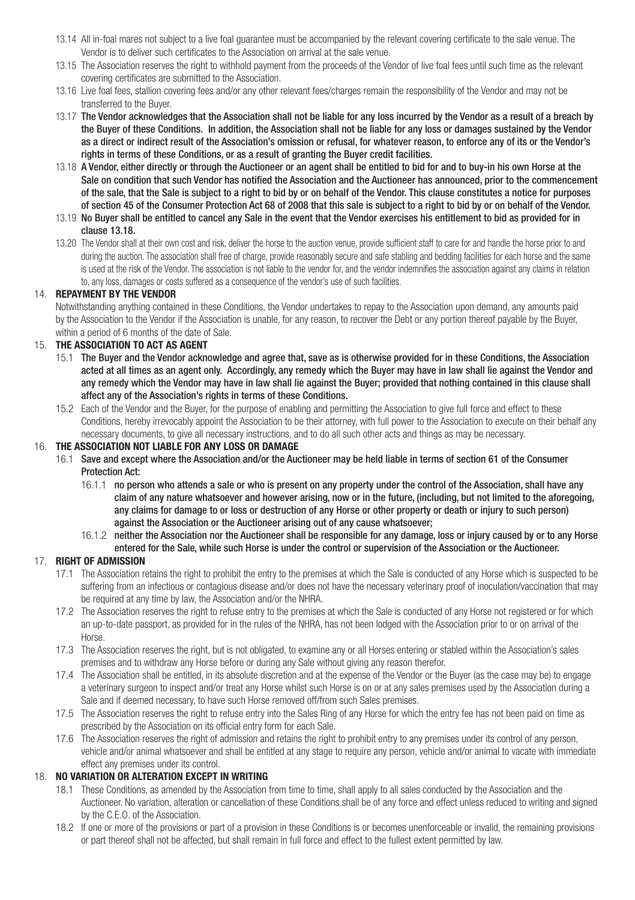13.14 All in-foal mares not subject to a live foal guarantee must be accompanied by the relevant covering certificate to the sale venue. The Vendor is to deliver such certificates to the Association on arrival at the sale venue.

13.15 The Association reserves the right to withhold payment from the proceeds of the Vendor of live foal fees until such time as the relevant covering certificates are submitted to the Association.

13.16 Live foal fees, stallion covering fees and/or any other relevant fees/charges remain the responsibility of the Vendor and may not be transferred to the Buyer.

13.17 **The Vendor acknowledges that the Association shall not be liable for any loss incurred by the Vendor as a result of a breach by the Buyer of these Conditions. In addition, the Association shall not be liable for any loss or damages sustained by the Vendor as a direct or indirect result of the Association's omission or refusal, for whatever reason, to enforce any of its or the Vendor's rights in terms of these Conditions, or as a result of granting the Buyer credit facilities.**

13.18 **A Vendor, either directly or through the Auctioneer or an agent shall be entitled to bid for and to buy-in his own Horse at the Sale on condition that such Vendor has notified the Association and the Auctioneer has announced, prior to the commencement of the sale, that the Sale is subject to a right to bid by or on behalf of the Vendor. This clause constitutes a notice for purposes of section 45 of the Consumer Protection Act 68 of 2008 that this sale is subject to a right to bid by or on behalf of the Vendor.**

13.19 **No Buyer shall be entitled to cancel any Sale in the event that the Vendor exercises his entitlement to bid as provided for in clause 13.18.**

13.20 The Vendor shall at their own cost and risk, deliver the horse to the auction venue, provide sufficient staff to care for and handle the horse prior to and during the auction. The association shall free of charge, provide reasonably secure and safe stabling and bedding facilities for each horse and the same is used at the risk of the Vendor. The association is not liable to the vendor for, and the vendor indemnifies the association against any claims in relation to, any loss, damages or costs suffered as a consequence of the vendor's use of such facilities.

## 14. REPAYMENT BY THE VENDOR

Notwithstanding anything contained in these Conditions, the Vendor undertakes to repay to the Association upon demand, any amounts paid by the Association to the Vendor if the Association is unable, for any reason, to recover the Debt or any portion thereof payable by the Buyer, within a period of 6 months of the date of Sale.

## 15. THE ASSOCIATION TO ACT AS AGENT

15.1 **The Buyer and the Vendor acknowledge and agree that, save as is otherwise provided for in these Conditions, the Association acted at all times as an agent only. Accordingly, any remedy which the Buyer may have in law shall lie against the Vendor and any remedy which the Vendor may have in law shall lie against the Buyer; provided that nothing contained in this clause shall affect any of the Association's rights in terms of these Conditions.**

15.2 Each of the Vendor and the Buyer, for the purpose of enabling and permitting the Association to give full force and effect to these Conditions, hereby irrevocably appoint the Association to be their attorney, with full power to the Association to execute on their behalf any necessary documents, to give all necessary instructions, and to do all such other acts and things as may be necessary.

## 16. THE ASSOCIATION NOT LIABLE FOR ANY LOSS OR DAMAGE

16.1 **Save and except where the Association and/or the Auctioneer may be held liable in terms of section 61 of the Consumer Protection Act:**

16.1.1 **no person who attends a sale or who is present on any property under the control of the Association, shall have any claim of any nature whatsoever and however arising, now or in the future, (including, but not limited to the aforegoing, any claims for damage to or loss or destruction of any Horse or other property or death or injury to such person) against the Association or the Auctioneer arising out of any cause whatsoever;**

16.1.2 **neither the Association nor the Auctioneer shall be responsible for any damage, loss or injury caused by or to any Horse entered for the Sale, while such Horse is under the control or supervision of the Association or the Auctioneer.**

## 17. RIGHT OF ADMISSION

17.1 The Association retains the right to prohibit the entry to the premises at which the Sale is conducted of any Horse which is suspected to be suffering from an infectious or contagious disease and/or does not have the necessary veterinary proof of inoculation/vaccination that may be required at any time by law, the Association and/or the NHRA.

17.2 The Association reserves the right to refuse entry to the premises at which the Sale is conducted of any Horse not registered or for which an up-to-date passport, as provided for in the rules of the NHRA, has not been lodged with the Association prior to or on arrival of the Horse.

17.3 The Association reserves the right, but is not obligated, to examine any or all Horses entering or stabled within the Association's sales premises and to withdraw any Horse before or during any Sale without giving any reason therefor.

17.4 The Association shall be entitled, in its absolute discretion and at the expense of the Vendor or the Buyer (as the case may be) to engage a veterinary surgeon to inspect and/or treat any Horse whilst such Horse is on or at any sales premises used by the Association during a Sale and if deemed necessary, to have such Horse removed off/from such Sales premises.

17.5 The Association reserves the right to refuse entry into the Sales Ring of any Horse for which the entry fee has not been paid on time as prescribed by the Association on its official entry form for each Sale.

17.6 The Association reserves the right of admission and retains the right to prohibit entry to any premises under its control of any person, vehicle and/or animal whatsoever and shall be entitled at any stage to require any person, vehicle and/or animal to vacate with immediate effect any premises under its control.

## 18. NO VARIATION OR ALTERATION EXCEPT IN WRITING

18.1 These Conditions, as amended by the Association from time to time, shall apply to all sales conducted by the Association and the Auctioneer. No variation, alteration or cancellation of these Conditions shall be of any force and effect unless reduced to writing and signed by the C.E.O. of the Association.

18.2 If one or more of the provisions or part of a provision in these Conditions is or becomes unenforceable or invalid, the remaining provisions or part thereof shall not be affected, but shall remain in full force and effect to the fullest extent permitted by law.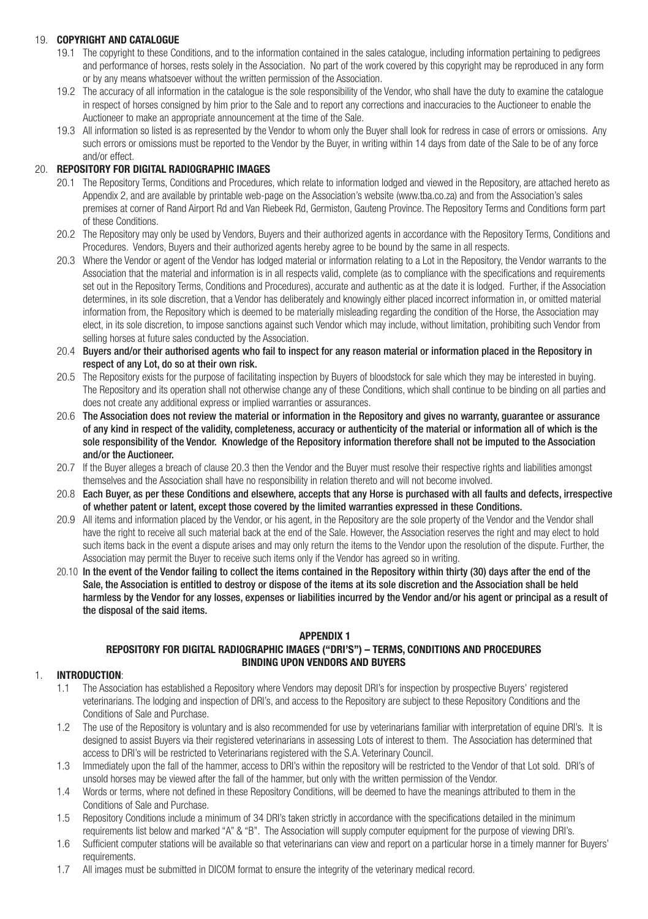## 19. COPYRIGHT AND CATALOGUE

19.1 The copyright to these Conditions, and to the information contained in the sales catalogue, including information pertaining to pedigrees and performance of horses, rests solely in the Association. No part of the work covered by this copyright may be reproduced in any form or by any means whatsoever without the written permission of the Association.

19.2 The accuracy of all information in the catalogue is the sole responsibility of the Vendor, who shall have the duty to examine the catalogue in respect of horses consigned by him prior to the Sale and to report any corrections and inaccuracies to the Auctioneer to enable the Auctioneer to make an appropriate announcement at the time of the Sale.

19.3 All information so listed is as represented by the Vendor to whom only the Buyer shall look for redress in case of errors or omissions. Any such errors or omissions must be reported to the Vendor by the Buyer, in writing within 14 days from date of the Sale to be of any force and/or effect.

## 20. REPOSITORY FOR DIGITAL RADIOGRAPHIC IMAGES

20.1 The Repository Terms, Conditions and Procedures, which relate to information lodged and viewed in the Repository, are attached hereto as Appendix 2, and are available by printable web-page on the Association's website (www.tba.co.za) and from the Association's sales premises at corner of Rand Airport Rd and Van Riebeek Rd, Germiston, Gauteng Province. The Repository Terms and Conditions form part of these Conditions.

20.2 The Repository may only be used by Vendors, Buyers and their authorized agents in accordance with the Repository Terms, Conditions and Procedures. Vendors, Buyers and their authorized agents hereby agree to be bound by the same in all respects.

20.3 Where the Vendor or agent of the Vendor has lodged material or information relating to a Lot in the Repository, the Vendor warrants to the Association that the material and information is in all respects valid, complete (as to compliance with the specifications and requirements set out in the Repository Terms, Conditions and Procedures), accurate and authentic as at the date it is lodged. Further, if the Association determines, in its sole discretion, that a Vendor has deliberately and knowingly either placed incorrect information in, or omitted material information from, the Repository which is deemed to be materially misleading regarding the condition of the Horse, the Association may elect, in its sole discretion, to impose sanctions against such Vendor which may include, without limitation, prohibiting such Vendor from selling horses at future sales conducted by the Association.

20.4 **Buyers and/or their authorised agents who fail to inspect for any reason material or information placed in the Repository in respect of any Lot, do so at their own risk.**

20.5 The Repository exists for the purpose of facilitating inspection by Buyers of bloodstock for sale which they may be interested in buying. The Repository and its operation shall not otherwise change any of these Conditions, which shall continue to be binding on all parties and does not create any additional express or implied warranties or assurances.

20.6 **The Association does not review the material or information in the Repository and gives no warranty, guarantee or assurance of any kind in respect of the validity, completeness, accuracy or authenticity of the material or information all of which is the sole responsibility of the Vendor. Knowledge of the Repository information therefore shall not be imputed to the Association and/or the Auctioneer.**

20.7 If the Buyer alleges a breach of clause 20.3 then the Vendor and the Buyer must resolve their respective rights and liabilities amongst themselves and the Association shall have no responsibility in relation thereto and will not become involved.

20.8 **Each Buyer, as per these Conditions and elsewhere, accepts that any Horse is purchased with all faults and defects, irrespective of whether patent or latent, except those covered by the limited warranties expressed in these Conditions.**

20.9 All items and information placed by the Vendor, or his agent, in the Repository are the sole property of the Vendor and the Vendor shall have the right to receive all such material back at the end of the Sale. However, the Association reserves the right and may elect to hold such items back in the event a dispute arises and may only return the items to the Vendor upon the resolution of the dispute. Further, the Association may permit the Buyer to receive such items only if the Vendor has agreed so in writing.

20.10 **In the event of the Vendor failing to collect the items contained in the Repository within thirty (30) days after the end of the Sale, the Association is entitled to destroy or dispose of the items at its sole discretion and the Association shall be held harmless by the Vendor for any losses, expenses or liabilities incurred by the Vendor and/or his agent or principal as a result of the disposal of the said items.**

## APPENDIX 1
## REPOSITORY FOR DIGITAL RADIOGRAPHIC IMAGES ("DRI'S") – TERMS, CONDITIONS AND PROCEDURES BINDING UPON VENDORS AND BUYERS

### 1. INTRODUCTION:

1.1 The Association has established a Repository where Vendors may deposit DRI's for inspection by prospective Buyers' registered veterinarians. The lodging and inspection of DRI's, and access to the Repository are subject to these Repository Conditions and the Conditions of Sale and Purchase.

1.2 The use of the Repository is voluntary and is also recommended for use by veterinarians familiar with interpretation of equine DRI's. It is designed to assist Buyers via their registered veterinarians in assessing Lots of interest to them. The Association has determined that access to DRI's will be restricted to Veterinarians registered with the S.A. Veterinary Council.

1.3 Immediately upon the fall of the hammer, access to DRI's within the repository will be restricted to the Vendor of that Lot sold. DRI's of unsold horses may be viewed after the fall of the hammer, but only with the written permission of the Vendor.

1.4 Words or terms, where not defined in these Repository Conditions, will be deemed to have the meanings attributed to them in the Conditions of Sale and Purchase.

1.5 Repository Conditions include a minimum of 34 DRI's taken strictly in accordance with the specifications detailed in the minimum requirements list below and marked "A" & "B". The Association will supply computer equipment for the purpose of viewing DRI's.

1.6 Sufficient computer stations will be available so that veterinarians can view and report on a particular horse in a timely manner for Buyers' requirements.

1.7 All images must be submitted in DICOM format to ensure the integrity of the veterinary medical record.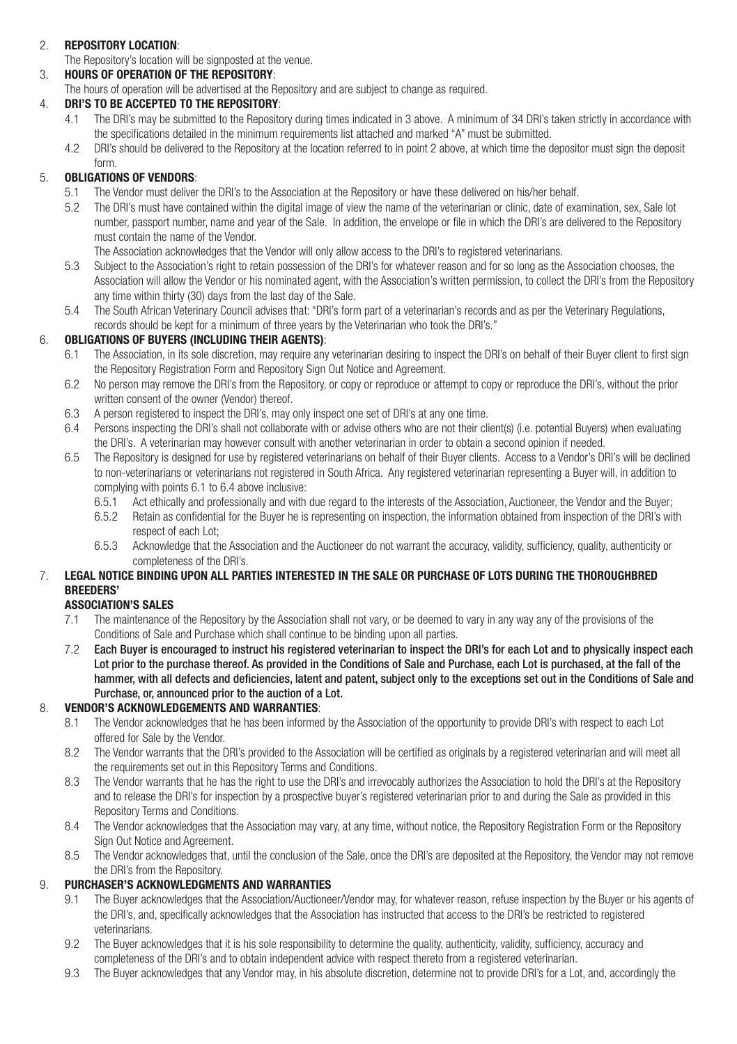2. **REPOSITORY LOCATION**:
   The Repository's location will be signposted at the venue.

3. **HOURS OF OPERATION OF THE REPOSITORY**:
   The hours of operation will be advertised at the Repository and are subject to change as required.

4. **DRI'S TO BE ACCEPTED TO THE REPOSITORY**:
   - 4.1 The DRI's may be submitted to the Repository during times indicated in 3 above. A minimum of 34 DRI's taken strictly in accordance with the specifications detailed in the minimum requirements list attached and marked "A" must be submitted.
   - 4.2 DRI's should be delivered to the Repository at the location referred to in point 2 above, at which time the depositor must sign the deposit form.

5. **OBLIGATIONS OF VENDORS**:
   - 5.1 The Vendor must deliver the DRI's to the Association at the Repository or have these delivered on his/her behalf.
   - 5.2 The DRI's must have contained within the digital image of view the name of the veterinarian or clinic, date of examination, sex, Sale lot number, passport number, name and year of the Sale. In addition, the envelope or file in which the DRI's are delivered to the Repository must contain the name of the Vendor.

     The Association acknowledges that the Vendor will only allow access to the DRI's to registered veterinarians.
   - 5.3 Subject to the Association's right to retain possession of the DRI's for whatever reason and for so long as the Association chooses, the Association will allow the Vendor or his nominated agent, with the Association's written permission, to collect the DRI's from the Repository any time within thirty (30) days from the last day of the Sale.
   - 5.4 The South African Veterinary Council advises that: "DRI's form part of a veterinarian's records and as per the Veterinary Regulations, records should be kept for a minimum of three years by the Veterinarian who took the DRI's."

6. **OBLIGATIONS OF BUYERS (INCLUDING THEIR AGENTS)**:
   - 6.1 The Association, in its sole discretion, may require any veterinarian desiring to inspect the DRI's on behalf of their Buyer client to first sign the Repository Registration Form and Repository Sign Out Notice and Agreement.
   - 6.2 No person may remove the DRI's from the Repository, or copy or reproduce or attempt to copy or reproduce the DRI's, without the prior written consent of the owner (Vendor) thereof.
   - 6.3 A person registered to inspect the DRI's, may only inspect one set of DRI's at any one time.
   - 6.4 Persons inspecting the DRI's shall not collaborate with or advise others who are not their client(s) (i.e. potential Buyers) when evaluating the DRI's. A veterinarian may however consult with another veterinarian in order to obtain a second opinion if needed.
   - 6.5 The Repository is designed for use by registered veterinarians on behalf of their Buyer clients. Access to a Vendor's DRI's will be declined to non-veterinarians or veterinarians not registered in South Africa. Any registered veterinarian representing a Buyer will, in addition to complying with points 6.1 to 6.4 above inclusive:
     - 6.5.1 Act ethically and professionally and with due regard to the interests of the Association, Auctioneer, the Vendor and the Buyer;
     - 6.5.2 Retain as confidential for the Buyer he is representing on inspection, the information obtained from inspection of the DRI's with respect of each Lot;
     - 6.5.3 Acknowledge that the Association and the Auctioneer do not warrant the accuracy, validity, sufficiency, quality, authenticity or completeness of the DRI's.

7. **LEGAL NOTICE BINDING UPON ALL PARTIES INTERESTED IN THE SALE OR PURCHASE OF LOTS DURING THE THOROUGHBRED BREEDERS' ASSOCIATION'S SALES**
   - 7.1 The maintenance of the Repository by the Association shall not vary, or be deemed to vary in any way any of the provisions of the Conditions of Sale and Purchase which shall continue to be binding upon all parties.
   - 7.2 **Each Buyer is encouraged to instruct his registered veterinarian to inspect the DRI's for each Lot and to physically inspect each Lot prior to the purchase thereof. As provided in the Conditions of Sale and Purchase, each Lot is purchased, at the fall of the hammer, with all defects and deficiencies, latent and patent, subject only to the exceptions set out in the Conditions of Sale and Purchase, or, announced prior to the auction of a Lot.**

8. **VENDOR'S ACKNOWLEDGEMENTS AND WARRANTIES**:
   - 8.1 The Vendor acknowledges that he has been informed by the Association of the opportunity to provide DRI's with respect to each Lot offered for Sale by the Vendor.
   - 8.2 The Vendor warrants that the DRI's provided to the Association will be certified as originals by a registered veterinarian and will meet all the requirements set out in this Repository Terms and Conditions.
   - 8.3 The Vendor warrants that he has the right to use the DRI's and irrevocably authorizes the Association to hold the DRI's at the Repository and to release the DRI's for inspection by a prospective buyer's registered veterinarian prior to and during the Sale as provided in this Repository Terms and Conditions.
   - 8.4 The Vendor acknowledges that the Association may vary, at any time, without notice, the Repository Registration Form or the Repository Sign Out Notice and Agreement.
   - 8.5 The Vendor acknowledges that, until the conclusion of the Sale, once the DRI's are deposited at the Repository, the Vendor may not remove the DRI's from the Repository.

9. **PURCHASER'S ACKNOWLEDGMENTS AND WARRANTIES**
   - 9.1 The Buyer acknowledges that the Association/Auctioneer/Vendor may, for whatever reason, refuse inspection by the Buyer or his agents of the DRI's, and, specifically acknowledges that the Association has instructed that access to the DRI's be restricted to registered veterinarians.
   - 9.2 The Buyer acknowledges that it is his sole responsibility to determine the quality, authenticity, validity, sufficiency, accuracy and completeness of the DRI's and to obtain independent advice with respect thereto from a registered veterinarian.
   - 9.3 The Buyer acknowledges that any Vendor may, in his absolute discretion, determine not to provide DRI's for a Lot, and, accordingly the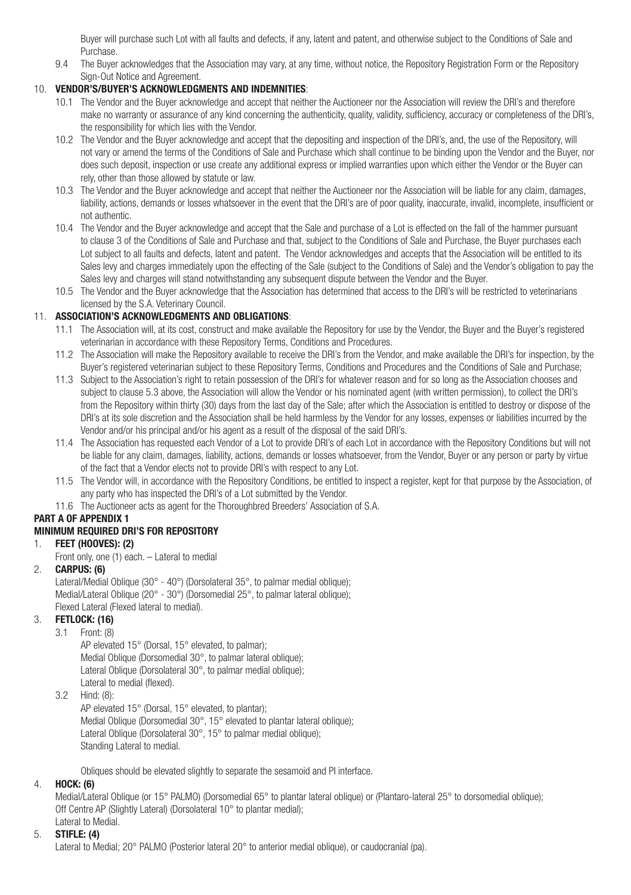Buyer will purchase such Lot with all faults and defects, if any, latent and patent, and otherwise subject to the Conditions of Sale and Purchase.

9.4 The Buyer acknowledges that the Association may vary, at any time, without notice, the Repository Registration Form or the Repository Sign-Out Notice and Agreement.

10. **VENDOR'S/BUYER'S ACKNOWLEDGMENTS AND INDEMNITIES**:

10.1 The Vendor and the Buyer acknowledge and accept that neither the Auctioneer nor the Association will review the DRI's and therefore make no warranty or assurance of any kind concerning the authenticity, quality, validity, sufficiency, accuracy or completeness of the DRI's, the responsibility for which lies with the Vendor.

10.2 The Vendor and the Buyer acknowledge and accept that the depositing and inspection of the DRI's, and, the use of the Repository, will not vary or amend the terms of the Conditions of Sale and Purchase which shall continue to be binding upon the Vendor and the Buyer, nor does such deposit, inspection or use create any additional express or implied warranties upon which either the Vendor or the Buyer can rely, other than those allowed by statute or law.

10.3 The Vendor and the Buyer acknowledge and accept that neither the Auctioneer nor the Association will be liable for any claim, damages, liability, actions, demands or losses whatsoever in the event that the DRI's are of poor quality, inaccurate, invalid, incomplete, insufficient or not authentic.

10.4 The Vendor and the Buyer acknowledge and accept that the Sale and purchase of a Lot is effected on the fall of the hammer pursuant to clause 3 of the Conditions of Sale and Purchase and that, subject to the Conditions of Sale and Purchase, the Buyer purchases each Lot subject to all faults and defects, latent and patent. The Vendor acknowledges and accepts that the Association will be entitled to its Sales levy and charges immediately upon the effecting of the Sale (subject to the Conditions of Sale) and the Vendor's obligation to pay the Sales levy and charges will stand notwithstanding any subsequent dispute between the Vendor and the Buyer.

10.5 The Vendor and the Buyer acknowledge that the Association has determined that access to the DRI's will be restricted to veterinarians licensed by the S.A. Veterinary Council.

11. **ASSOCIATION'S ACKNOWLEDGMENTS AND OBLIGATIONS**:

11.1 The Association will, at its cost, construct and make available the Repository for use by the Vendor, the Buyer and the Buyer's registered veterinarian in accordance with these Repository Terms, Conditions and Procedures.

11.2 The Association will make the Repository available to receive the DRI's from the Vendor, and make available the DRI's for inspection, by the Buyer's registered veterinarian subject to these Repository Terms, Conditions and Procedures and the Conditions of Sale and Purchase;

11.3 Subject to the Association's right to retain possession of the DRI's for whatever reason and for so long as the Association chooses and subject to clause 5.3 above, the Association will allow the Vendor or his nominated agent (with written permission), to collect the DRI's from the Repository within thirty (30) days from the last day of the Sale; after which the Association is entitled to destroy or dispose of the DRI's at its sole discretion and the Association shall be held harmless by the Vendor for any losses, expenses or liabilities incurred by the Vendor and/or his principal and/or his agent as a result of the disposal of the said DRI's.

11.4 The Association has requested each Vendor of a Lot to provide DRI's of each Lot in accordance with the Repository Conditions but will not be liable for any claim, damages, liability, actions, demands or losses whatsoever, from the Vendor, Buyer or any person or party by virtue of the fact that a Vendor elects not to provide DRI's with respect to any Lot.

11.5 The Vendor will, in accordance with the Repository Conditions, be entitled to inspect a register, kept for that purpose by the Association, of any party who has inspected the DRI's of a Lot submitted by the Vendor.

11.6 The Auctioneer acts as agent for the Thoroughbred Breeders' Association of S.A.

**PART A OF APPENDIX 1**

**MINIMUM REQUIRED DRI'S FOR REPOSITORY**

1. **FEET (HOOVES): (2)**

Front only, one (1) each. – Lateral to medial

2. **CARPUS: (6)**

Lateral/Medial Oblique (30° - 40°) (Dorsolateral 35°, to palmar medial oblique);
Medial/Lateral Oblique (20° - 30°) (Dorsomedial 25°, to palmar lateral oblique);
Flexed Lateral (Flexed lateral to medial).

3. **FETLOCK: (16)**

3.1 Front: (8)

AP elevated 15° (Dorsal, 15° elevated, to palmar);
Medial Oblique (Dorsomedial 30°, to palmar lateral oblique);
Lateral Oblique (Dorsolateral 30°, to palmar medial oblique);
Lateral to medial (flexed).

3.2 Hind: (8):

AP elevated 15° (Dorsal, 15° elevated, to plantar);
Medial Oblique (Dorsomedial 30°, 15° elevated to plantar lateral oblique);
Lateral Oblique (Dorsolateral 30°, 15° to palmar medial oblique);
Standing Lateral to medial.

Obliques should be elevated slightly to separate the sesamoid and PI interface.

4. **HOCK: (6)**

Medial/Lateral Oblique (or 15° PALMO) (Dorsomedial 65° to plantar lateral oblique) or (Plantaro-lateral 25° to dorsomedial oblique);
Off Centre AP (Slightly Lateral) (Dorsolateral 10° to plantar medial);
Lateral to Medial.

5. **STIFLE: (4)**

Lateral to Medial; 20° PALMO (Posterior lateral 20° to anterior medial oblique), or caudocranial (pa).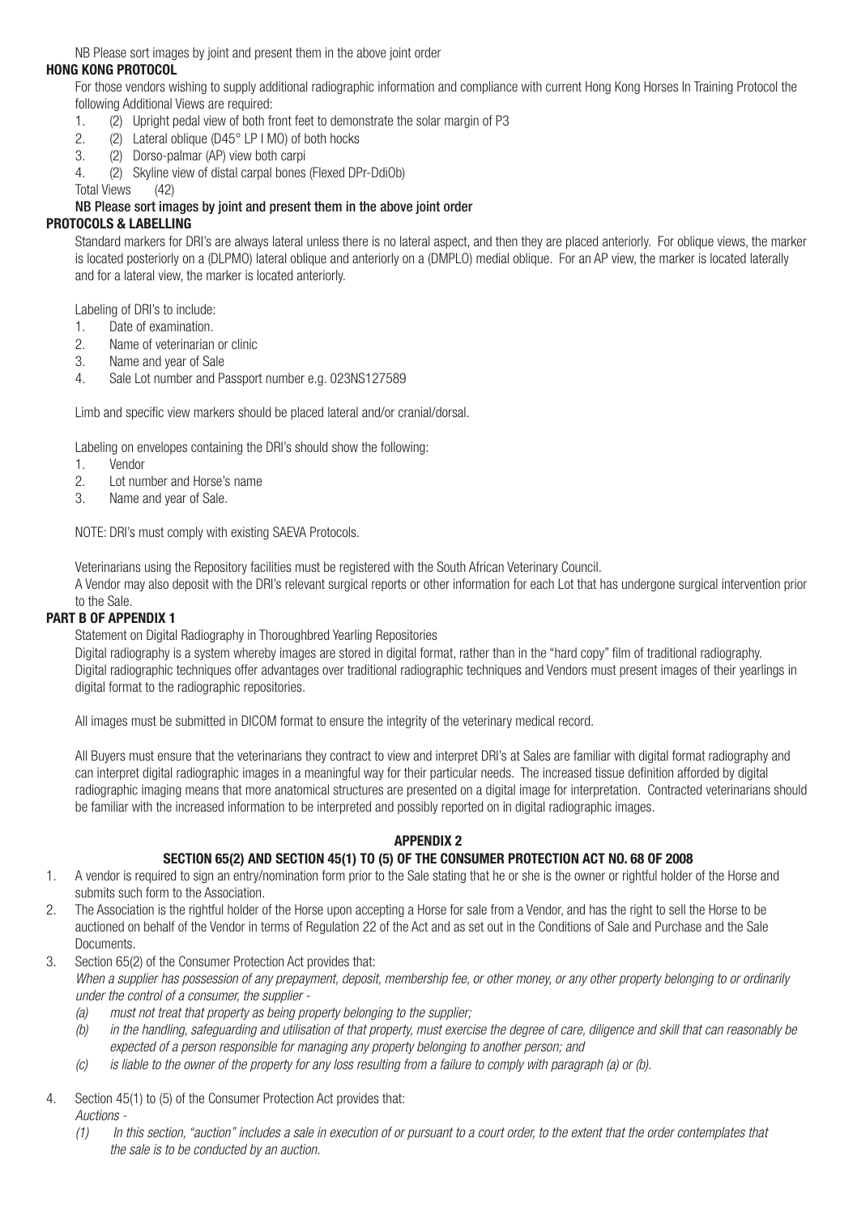NB Please sort images by joint and present them in the above joint order

**HONG KONG PROTOCOL**

For those vendors wishing to supply additional radiographic information and compliance with current Hong Kong Horses In Training Protocol the following Additional Views are required:

1. (2) Upright pedal view of both front feet to demonstrate the solar margin of P3
2. (2) Lateral oblique (D45° LP I MO) of both hocks
3. (2) Dorso-palmar (AP) view both carpi
4. (2) Skyline view of distal carpal bones (Flexed DPr-DdiOb)

Total Views (42)

**NB Please sort images by joint and present them in the above joint order**

**PROTOCOLS & LABELLING**

Standard markers for DRI's are always lateral unless there is no lateral aspect, and then they are placed anteriorly. For oblique views, the marker is located posteriorly on a (DLPMO) lateral oblique and anteriorly on a (DMPLO) medial oblique. For an AP view, the marker is located laterally and for a lateral view, the marker is located anteriorly.

Labeling of DRI's to include:

1. Date of examination.
2. Name of veterinarian or clinic
3. Name and year of Sale
4. Sale Lot number and Passport number e.g. 023NS127589

Limb and specific view markers should be placed lateral and/or cranial/dorsal.

Labeling on envelopes containing the DRI's should show the following:

1. Vendor
2. Lot number and Horse's name
3. Name and year of Sale.

NOTE: DRI's must comply with existing SAEVA Protocols.

Veterinarians using the Repository facilities must be registered with the South African Veterinary Council.

A Vendor may also deposit with the DRI's relevant surgical reports or other information for each Lot that has undergone surgical intervention prior to the Sale.

**PART B OF APPENDIX 1**

Statement on Digital Radiography in Thoroughbred Yearling Repositories

Digital radiography is a system whereby images are stored in digital format, rather than in the "hard copy" film of traditional radiography. Digital radiographic techniques offer advantages over traditional radiographic techniques and Vendors must present images of their yearlings in digital format to the radiographic repositories.

All images must be submitted in DICOM format to ensure the integrity of the veterinary medical record.

All Buyers must ensure that the veterinarians they contract to view and interpret DRI's at Sales are familiar with digital format radiography and can interpret digital radiographic images in a meaningful way for their particular needs. The increased tissue definition afforded by digital radiographic imaging means that more anatomical structures are presented on a digital image for interpretation. Contracted veterinarians should be familiar with the increased information to be interpreted and possibly reported on in digital radiographic images.

## APPENDIX 2

### SECTION 65(2) AND SECTION 45(1) TO (5) OF THE CONSUMER PROTECTION ACT NO. 68 OF 2008

1. A vendor is required to sign an entry/nomination form prior to the Sale stating that he or she is the owner or rightful holder of the Horse and submits such form to the Association.
2. The Association is the rightful holder of the Horse upon accepting a Horse for sale from a Vendor, and has the right to sell the Horse to be auctioned on behalf of the Vendor in terms of Regulation 22 of the Act and as set out in the Conditions of Sale and Purchase and the Sale Documents.
3. Section 65(2) of the Consumer Protection Act provides that:
   *When a supplier has possession of any prepayment, deposit, membership fee, or other money, or any other property belonging to or ordinarily under the control of a consumer, the supplier -*
   *(a) must not treat that property as being property belonging to the supplier;*
   *(b) in the handling, safeguarding and utilisation of that property, must exercise the degree of care, diligence and skill that can reasonably be expected of a person responsible for managing any property belonging to another person; and*
   *(c) is liable to the owner of the property for any loss resulting from a failure to comply with paragraph (a) or (b).*
4. Section 45(1) to (5) of the Consumer Protection Act provides that:
   *Auctions -*
   *(1) In this section, "auction" includes a sale in execution of or pursuant to a court order, to the extent that the order contemplates that the sale is to be conducted by an auction.*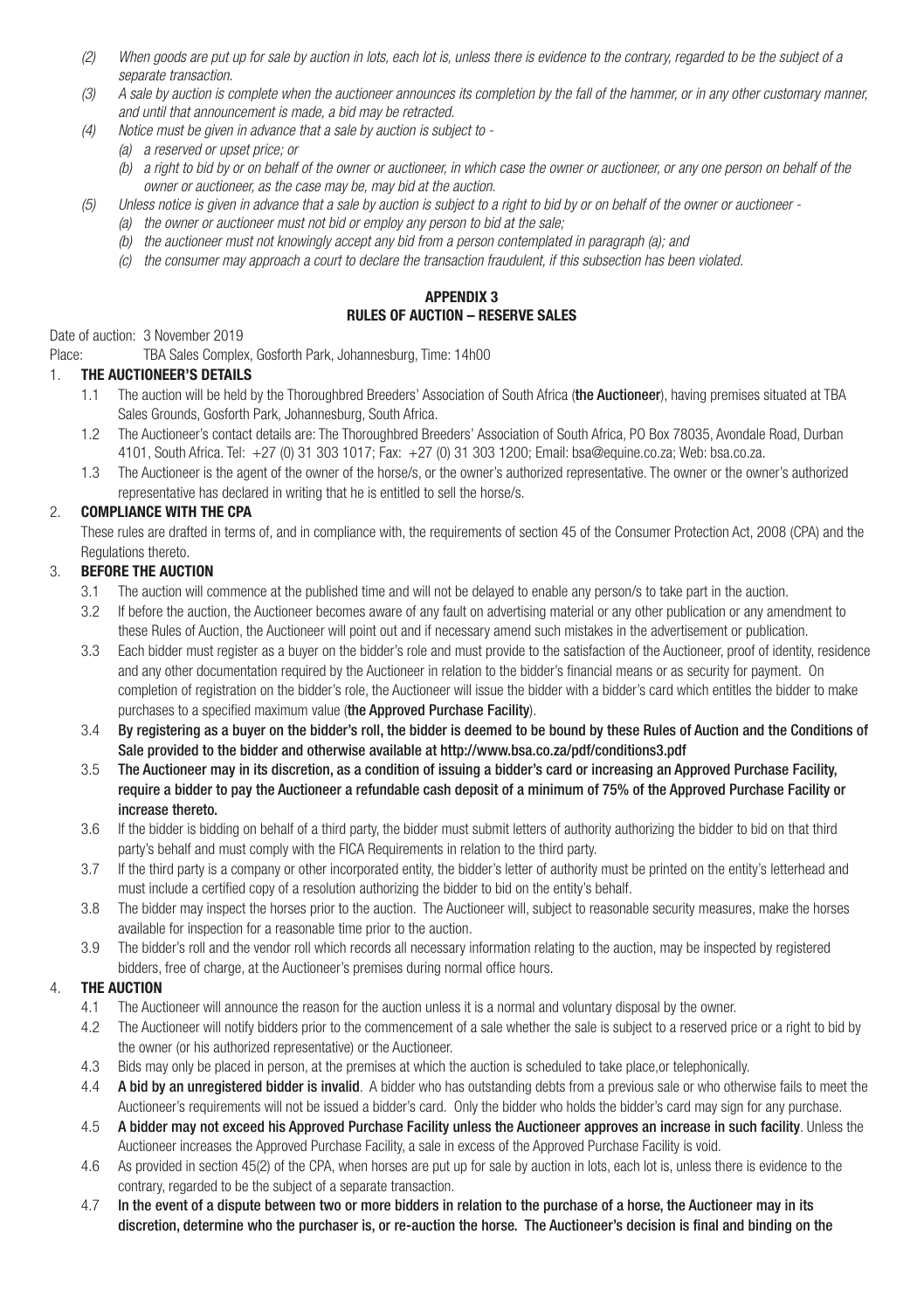*(2) When goods are put up for sale by auction in lots, each lot is, unless there is evidence to the contrary, regarded to be the subject of a separate transaction.*

*(3) A sale by auction is complete when the auctioneer announces its completion by the fall of the hammer, or in any other customary manner, and until that announcement is made, a bid may be retracted.*

*(4) Notice must be given in advance that a sale by auction is subject to -*

*(a) a reserved or upset price; or*

*(b) a right to bid by or on behalf of the owner or auctioneer, in which case the owner or auctioneer, or any one person on behalf of the owner or auctioneer, as the case may be, may bid at the auction.*

*(5) Unless notice is given in advance that a sale by auction is subject to a right to bid by or on behalf of the owner or auctioneer -*

*(a) the owner or auctioneer must not bid or employ any person to bid at the sale;*

*(b) the auctioneer must not knowingly accept any bid from a person contemplated in paragraph (a); and*

*(c) the consumer may approach a court to declare the transaction fraudulent, if this subsection has been violated.*

## APPENDIX 3
## RULES OF AUCTION – RESERVE SALES

Date of auction: 3 November 2019

Place: TBA Sales Complex, Gosforth Park, Johannesburg, Time: 14h00

### 1. THE AUCTIONEER'S DETAILS

1.1 The auction will be held by the Thoroughbred Breeders' Association of South Africa (**the Auctioneer**), having premises situated at TBA Sales Grounds, Gosforth Park, Johannesburg, South Africa.

1.2 The Auctioneer's contact details are: The Thoroughbred Breeders' Association of South Africa, PO Box 78035, Avondale Road, Durban 4101, South Africa. Tel: +27 (0) 31 303 1017; Fax: +27 (0) 31 303 1200; Email: bsa@equine.co.za; Web: bsa.co.za.

1.3 The Auctioneer is the agent of the owner of the horse/s, or the owner's authorized representative. The owner or the owner's authorized representative has declared in writing that he is entitled to sell the horse/s.

### 2. COMPLIANCE WITH THE CPA

These rules are drafted in terms of, and in compliance with, the requirements of section 45 of the Consumer Protection Act, 2008 (CPA) and the Regulations thereto.

### 3. BEFORE THE AUCTION

3.1 The auction will commence at the published time and will not be delayed to enable any person/s to take part in the auction.

3.2 If before the auction, the Auctioneer becomes aware of any fault on advertising material or any other publication or any amendment to these Rules of Auction, the Auctioneer will point out and if necessary amend such mistakes in the advertisement or publication.

3.3 Each bidder must register as a buyer on the bidder's role and must provide to the satisfaction of the Auctioneer, proof of identity, residence and any other documentation required by the Auctioneer in relation to the bidder's financial means or as security for payment. On completion of registration on the bidder's role, the Auctioneer will issue the bidder with a bidder's card which entitles the bidder to make purchases to a specified maximum value (**the Approved Purchase Facility**).

3.4 **By registering as a buyer on the bidder's roll, the bidder is deemed to be bound by these Rules of Auction and the Conditions of Sale provided to the bidder and otherwise available at http://www.bsa.co.za/pdf/conditions3.pdf**

3.5 **The Auctioneer may in its discretion, as a condition of issuing a bidder's card or increasing an Approved Purchase Facility, require a bidder to pay the Auctioneer a refundable cash deposit of a minimum of 75% of the Approved Purchase Facility or increase thereto.**

3.6 If the bidder is bidding on behalf of a third party, the bidder must submit letters of authority authorizing the bidder to bid on that third party's behalf and must comply with the FICA Requirements in relation to the third party.

3.7 If the third party is a company or other incorporated entity, the bidder's letter of authority must be printed on the entity's letterhead and must include a certified copy of a resolution authorizing the bidder to bid on the entity's behalf.

3.8 The bidder may inspect the horses prior to the auction. The Auctioneer will, subject to reasonable security measures, make the horses available for inspection for a reasonable time prior to the auction.

3.9 The bidder's roll and the vendor roll which records all necessary information relating to the auction, may be inspected by registered bidders, free of charge, at the Auctioneer's premises during normal office hours.

### 4. THE AUCTION

4.1 The Auctioneer will announce the reason for the auction unless it is a normal and voluntary disposal by the owner.

4.2 The Auctioneer will notify bidders prior to the commencement of a sale whether the sale is subject to a reserved price or a right to bid by the owner (or his authorized representative) or the Auctioneer.

4.3 Bids may only be placed in person, at the premises at which the auction is scheduled to take place,or telephonically.

4.4 **A bid by an unregistered bidder is invalid**. A bidder who has outstanding debts from a previous sale or who otherwise fails to meet the Auctioneer's requirements will not be issued a bidder's card. Only the bidder who holds the bidder's card may sign for any purchase.

4.5 **A bidder may not exceed his Approved Purchase Facility unless the Auctioneer approves an increase in such facility**. Unless the Auctioneer increases the Approved Purchase Facility, a sale in excess of the Approved Purchase Facility is void.

4.6 As provided in section 45(2) of the CPA, when horses are put up for sale by auction in lots, each lot is, unless there is evidence to the contrary, regarded to be the subject of a separate transaction.

4.7 **In the event of a dispute between two or more bidders in relation to the purchase of a horse, the Auctioneer may in its discretion, determine who the purchaser is, or re-auction the horse. The Auctioneer's decision is final and binding on the**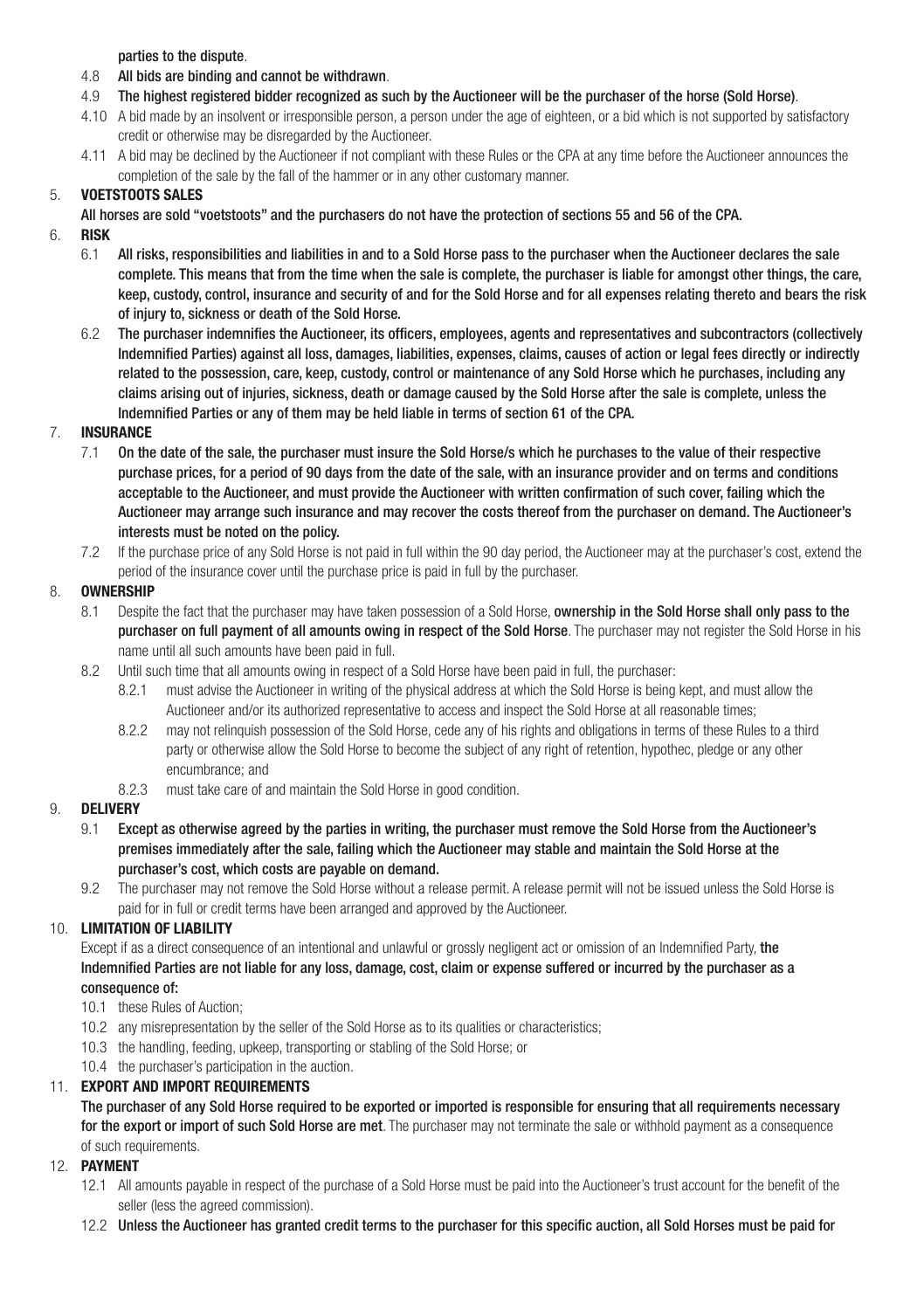parties to the dispute.

4.8 **All bids are binding and cannot be withdrawn**.

4.9 **The highest registered bidder recognized as such by the Auctioneer will be the purchaser of the horse (Sold Horse)**.

4.10 A bid made by an insolvent or irresponsible person, a person under the age of eighteen, or a bid which is not supported by satisfactory credit or otherwise may be disregarded by the Auctioneer.

4.11 A bid may be declined by the Auctioneer if not compliant with these Rules or the CPA at any time before the Auctioneer announces the completion of the sale by the fall of the hammer or in any other customary manner.

5. **VOETSTOOTS SALES**

**All horses are sold "voetstoots" and the purchasers do not have the protection of sections 55 and 56 of the CPA.**

6. **RISK**

6.1 **All risks, responsibilities and liabilities in and to a Sold Horse pass to the purchaser when the Auctioneer declares the sale complete. This means that from the time when the sale is complete, the purchaser is liable for amongst other things, the care, keep, custody, control, insurance and security of and for the Sold Horse and for all expenses relating thereto and bears the risk of injury to, sickness or death of the Sold Horse.**

6.2 **The purchaser indemnifies the Auctioneer, its officers, employees, agents and representatives and subcontractors (collectively Indemnified Parties) against all loss, damages, liabilities, expenses, claims, causes of action or legal fees directly or indirectly related to the possession, care, keep, custody, control or maintenance of any Sold Horse which he purchases, including any claims arising out of injuries, sickness, death or damage caused by the Sold Horse after the sale is complete, unless the Indemnified Parties or any of them may be held liable in terms of section 61 of the CPA.**

7. **INSURANCE**

7.1 **On the date of the sale, the purchaser must insure the Sold Horse/s which he purchases to the value of their respective purchase prices, for a period of 90 days from the date of the sale, with an insurance provider and on terms and conditions acceptable to the Auctioneer, and must provide the Auctioneer with written confirmation of such cover, failing which the Auctioneer may arrange such insurance and may recover the costs thereof from the purchaser on demand. The Auctioneer's interests must be noted on the policy.**

7.2 If the purchase price of any Sold Horse is not paid in full within the 90 day period, the Auctioneer may at the purchaser's cost, extend the period of the insurance cover until the purchase price is paid in full by the purchaser.

8. **OWNERSHIP**

8.1 Despite the fact that the purchaser may have taken possession of a Sold Horse, **ownership in the Sold Horse shall only pass to the purchaser on full payment of all amounts owing in respect of the Sold Horse**. The purchaser may not register the Sold Horse in his name until all such amounts have been paid in full.

8.2 Until such time that all amounts owing in respect of a Sold Horse have been paid in full, the purchaser:

8.2.1 must advise the Auctioneer in writing of the physical address at which the Sold Horse is being kept, and must allow the Auctioneer and/or its authorized representative to access and inspect the Sold Horse at all reasonable times;

8.2.2 may not relinquish possession of the Sold Horse, cede any of his rights and obligations in terms of these Rules to a third party or otherwise allow the Sold Horse to become the subject of any right of retention, hypothec, pledge or any other encumbrance; and

8.2.3 must take care of and maintain the Sold Horse in good condition.

9. **DELIVERY**

9.1 **Except as otherwise agreed by the parties in writing, the purchaser must remove the Sold Horse from the Auctioneer's premises immediately after the sale, failing which the Auctioneer may stable and maintain the Sold Horse at the purchaser's cost, which costs are payable on demand.**

9.2 The purchaser may not remove the Sold Horse without a release permit. A release permit will not be issued unless the Sold Horse is paid for in full or credit terms have been arranged and approved by the Auctioneer.

10. **LIMITATION OF LIABILITY**

Except if as a direct consequence of an intentional and unlawful or grossly negligent act or omission of an Indemnified Party, **the Indemnified Parties are not liable for any loss, damage, cost, claim or expense suffered or incurred by the purchaser as a consequence of:**

10.1 these Rules of Auction;

10.2 any misrepresentation by the seller of the Sold Horse as to its qualities or characteristics;

10.3 the handling, feeding, upkeep, transporting or stabling of the Sold Horse; or

10.4 the purchaser's participation in the auction.

11. **EXPORT AND IMPORT REQUIREMENTS**

**The purchaser of any Sold Horse required to be exported or imported is responsible for ensuring that all requirements necessary for the export or import of such Sold Horse are met**. The purchaser may not terminate the sale or withhold payment as a consequence of such requirements.

12. **PAYMENT**

12.1 All amounts payable in respect of the purchase of a Sold Horse must be paid into the Auctioneer's trust account for the benefit of the seller (less the agreed commission).

12.2 **Unless the Auctioneer has granted credit terms to the purchaser for this specific auction, all Sold Horses must be paid for**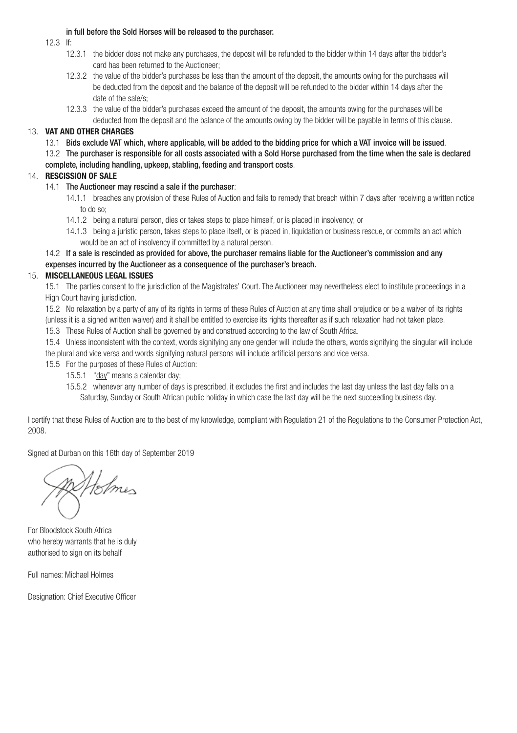**in full before the Sold Horses will be released to the purchaser.**

12.3 If:

12.3.1 the bidder does not make any purchases, the deposit will be refunded to the bidder within 14 days after the bidder's card has been returned to the Auctioneer;

12.3.2 the value of the bidder's purchases be less than the amount of the deposit, the amounts owing for the purchases will be deducted from the deposit and the balance of the deposit will be refunded to the bidder within 14 days after the date of the sale/s;

12.3.3 the value of the bidder's purchases exceed the amount of the deposit, the amounts owing for the purchases will be deducted from the deposit and the balance of the amounts owing by the bidder will be payable in terms of this clause.

## 13. VAT AND OTHER CHARGES

13.1 **Bids exclude VAT which, where applicable, will be added to the bidding price for which a VAT invoice will be issued**.

13.2 **The purchaser is responsible for all costs associated with a Sold Horse purchased from the time when the sale is declared complete, including handling, upkeep, stabling, feeding and transport costs**.

## 14. RESCISSION OF SALE

14.1 **The Auctioneer may rescind a sale if the purchaser**:

14.1.1 breaches any provision of these Rules of Auction and fails to remedy that breach within 7 days after receiving a written notice to do so;

14.1.2 being a natural person, dies or takes steps to place himself, or is placed in insolvency; or

14.1.3 being a juristic person, takes steps to place itself, or is placed in, liquidation or business rescue, or commits an act which would be an act of insolvency if committed by a natural person.

14.2 **If a sale is rescinded as provided for above, the purchaser remains liable for the Auctioneer's commission and any expenses incurred by the Auctioneer as a consequence of the purchaser's breach.**

## 15. MISCELLANEOUS LEGAL ISSUES

15.1 The parties consent to the jurisdiction of the Magistrates' Court. The Auctioneer may nevertheless elect to institute proceedings in a High Court having jurisdiction.

15.2 No relaxation by a party of any of its rights in terms of these Rules of Auction at any time shall prejudice or be a waiver of its rights (unless it is a signed written waiver) and it shall be entitled to exercise its rights thereafter as if such relaxation had not taken place.

15.3 These Rules of Auction shall be governed by and construed according to the law of South Africa.

15.4 Unless inconsistent with the context, words signifying any one gender will include the others, words signifying the singular will include the plural and vice versa and words signifying natural persons will include artificial persons and vice versa.

15.5 For the purposes of these Rules of Auction:

15.5.1 "day" means a calendar day;

15.5.2 whenever any number of days is prescribed, it excludes the first and includes the last day unless the last day falls on a Saturday, Sunday or South African public holiday in which case the last day will be the next succeeding business day.

I certify that these Rules of Auction are to the best of my knowledge, compliant with Regulation 21 of the Regulations to the Consumer Protection Act, 2008.

Signed at Durban on this 16th day of September 2019

For Bloodstock South Africa
who hereby warrants that he is duly
authorised to sign on its behalf

Full names: Michael Holmes

Designation: Chief Executive Officer